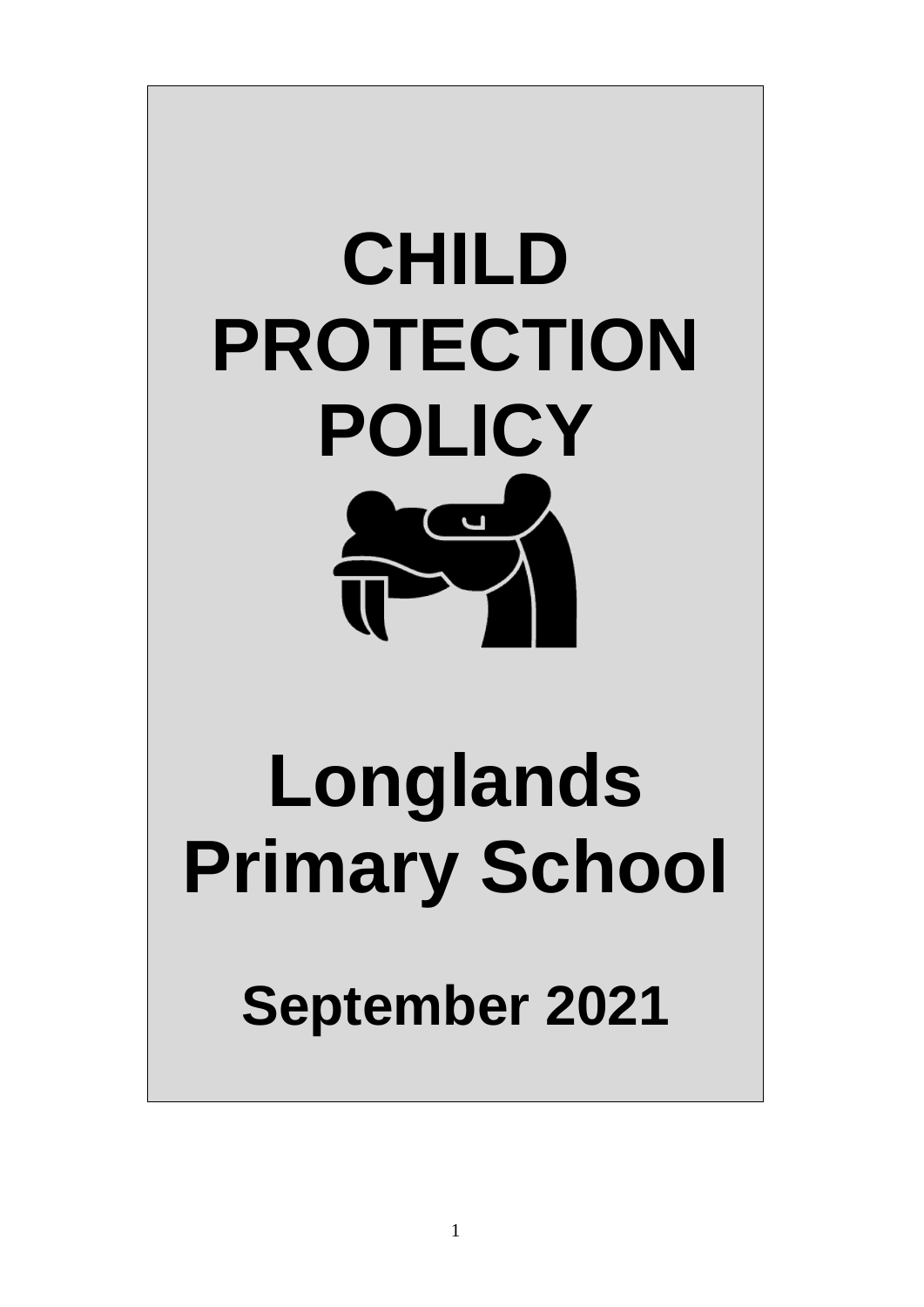# CHILD PROTECTION POLICY

# Longlands Primary School

## September 2021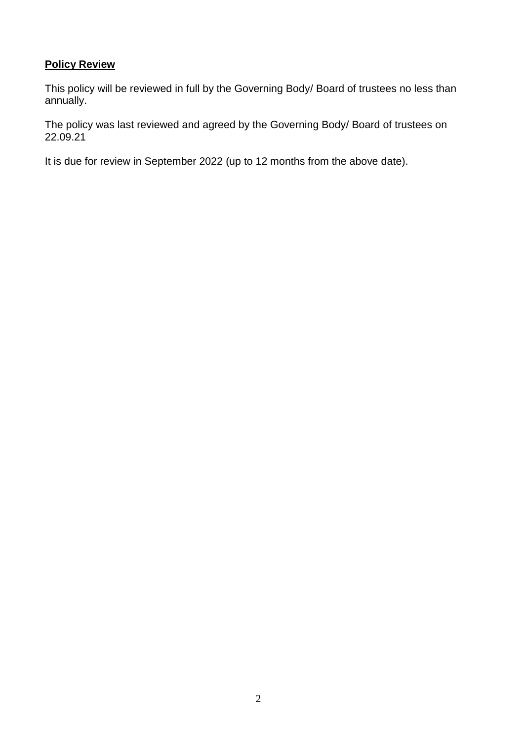**Policy Review**

This policy will be reviewed in full by the Governing Body/ Board of trustees no less than annually.

The policy was last reviewed and agreed by the Governing Body/ Board of trustees on 22.09.21

It is due for review in September 2022 (up to 12 months from the above date).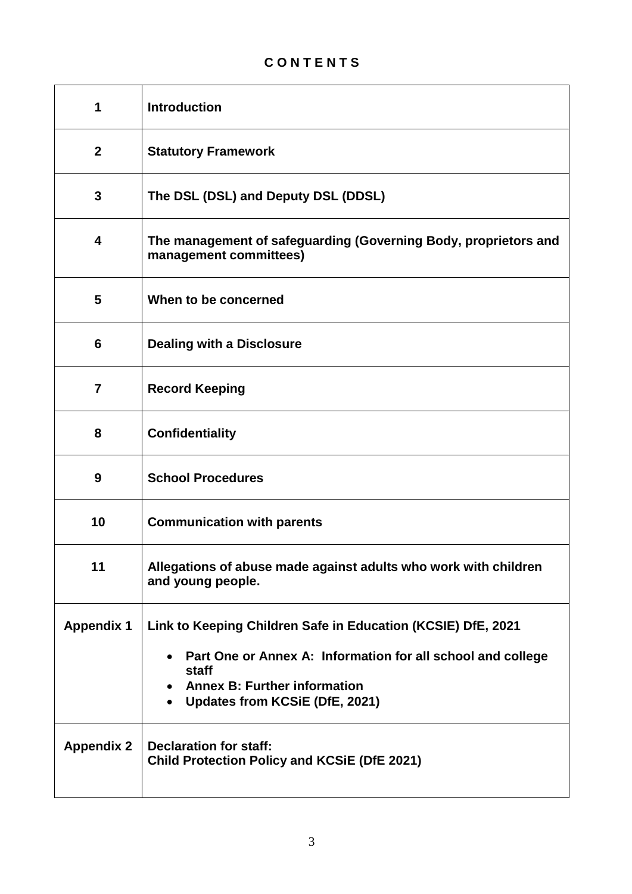# C O N T E N T S

| | |
|---|---|
| **1** | **Introduction** |
| **2** | **Statutory Framework** |
| **3** | **The DSL (DSL) and Deputy DSL (DDSL)** |
| **4** | **The management of safeguarding (Governing Body, proprietors and management committees)** |
| **5** | **When to be concerned** |
| **6** | **Dealing with a Disclosure** |
| **7** | **Record Keeping** |
| **8** | **Confidentiality** |
| **9** | **School Procedures** |
| **10** | **Communication with parents** |
| **11** | **Allegations of abuse made against adults who work with children and young people.** |
| **Appendix 1** | **Link to Keeping Children Safe in Education (KCSIE) DfE, 2021**<br>• **Part One or Annex A: Information for all school and college staff**<br>• **Annex B: Further information**<br>• **Updates from KCSiE (DfE, 2021)** |
| **Appendix 2** | **Declaration for staff:**<br>**Child Protection Policy and KCSiE (DfE 2021)** |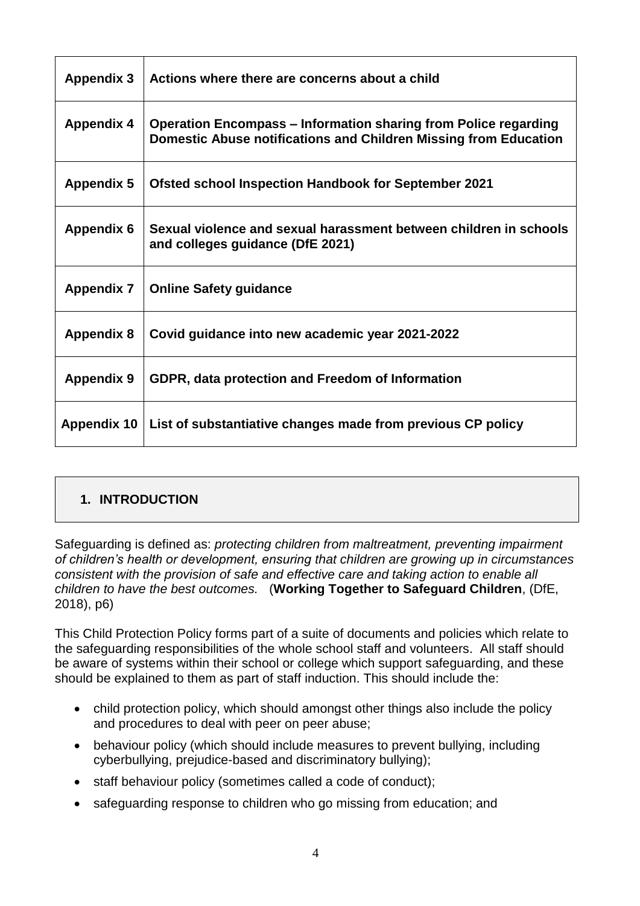| | |
|---|---|
| **Appendix 3** | **Actions where there are concerns about a child** |
| **Appendix 4** | **Operation Encompass – Information sharing from Police regarding Domestic Abuse notifications and Children Missing from Education** |
| **Appendix 5** | **Ofsted school Inspection Handbook for September 2021** |
| **Appendix 6** | **Sexual violence and sexual harassment between children in schools and colleges guidance (DfE 2021)** |
| **Appendix 7** | **Online Safety guidance** |
| **Appendix 8** | **Covid guidance into new academic year 2021-2022** |
| **Appendix 9** | **GDPR, data protection and Freedom of Information** |
| **Appendix 10** | **List of substantiative changes made from previous CP policy** |

## 1. INTRODUCTION

Safeguarding is defined as: *protecting children from maltreatment, preventing impairment of children's health or development, ensuring that children are growing up in circumstances consistent with the provision of safe and effective care and taking action to enable all children to have the best outcomes.* (**Working Together to Safeguard Children**, (DfE, 2018), p6)

This Child Protection Policy forms part of a suite of documents and policies which relate to the safeguarding responsibilities of the whole school staff and volunteers. All staff should be aware of systems within their school or college which support safeguarding, and these should be explained to them as part of staff induction. This should include the:

- child protection policy, which should amongst other things also include the policy and procedures to deal with peer on peer abuse;
- behaviour policy (which should include measures to prevent bullying, including cyberbullying, prejudice-based and discriminatory bullying);
- staff behaviour policy (sometimes called a code of conduct);
- safeguarding response to children who go missing from education; and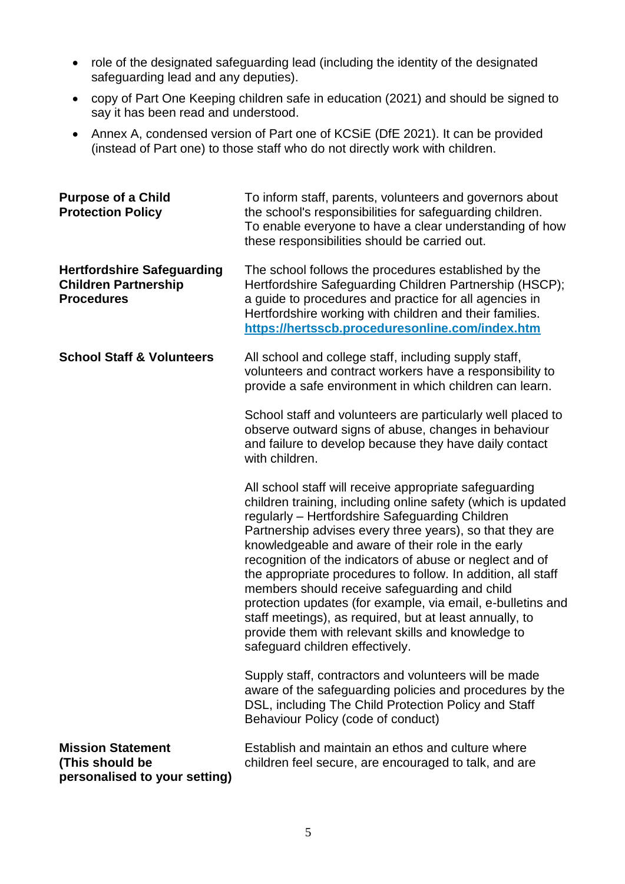- role of the designated safeguarding lead (including the identity of the designated safeguarding lead and any deputies).
- copy of Part One Keeping children safe in education (2021) and should be signed to say it has been read and understood.
- Annex A, condensed version of Part one of KCSiE (DfE 2021). It can be provided (instead of Part one) to those staff who do not directly work with children.

| | |
|---|---|
| **Purpose of a Child Protection Policy** | To inform staff, parents, volunteers and governors about the school's responsibilities for safeguarding children. To enable everyone to have a clear understanding of how these responsibilities should be carried out. |
| **Hertfordshire Safeguarding Children Partnership Procedures** | The school follows the procedures established by the Hertfordshire Safeguarding Children Partnership (HSCP); a guide to procedures and practice for all agencies in Hertfordshire working with children and their families. **https://hertsscb.proceduresonline.com/index.htm** |
| **School Staff & Volunteers** | All school and college staff, including supply staff, volunteers and contract workers have a responsibility to provide a safe environment in which children can learn.<br><br>School staff and volunteers are particularly well placed to observe outward signs of abuse, changes in behaviour and failure to develop because they have daily contact with children.<br><br>All school staff will receive appropriate safeguarding children training, including online safety (which is updated regularly – Hertfordshire Safeguarding Children Partnership advises every three years), so that they are knowledgeable and aware of their role in the early recognition of the indicators of abuse or neglect and of the appropriate procedures to follow. In addition, all staff members should receive safeguarding and child protection updates (for example, via email, e-bulletins and staff meetings), as required, but at least annually, to provide them with relevant skills and knowledge to safeguard children effectively.<br><br>Supply staff, contractors and volunteers will be made aware of the safeguarding policies and procedures by the DSL, including The Child Protection Policy and Staff Behaviour Policy (code of conduct) |
| **Mission Statement (This should be personalised to your setting)** | Establish and maintain an ethos and culture where children feel secure, are encouraged to talk, and are |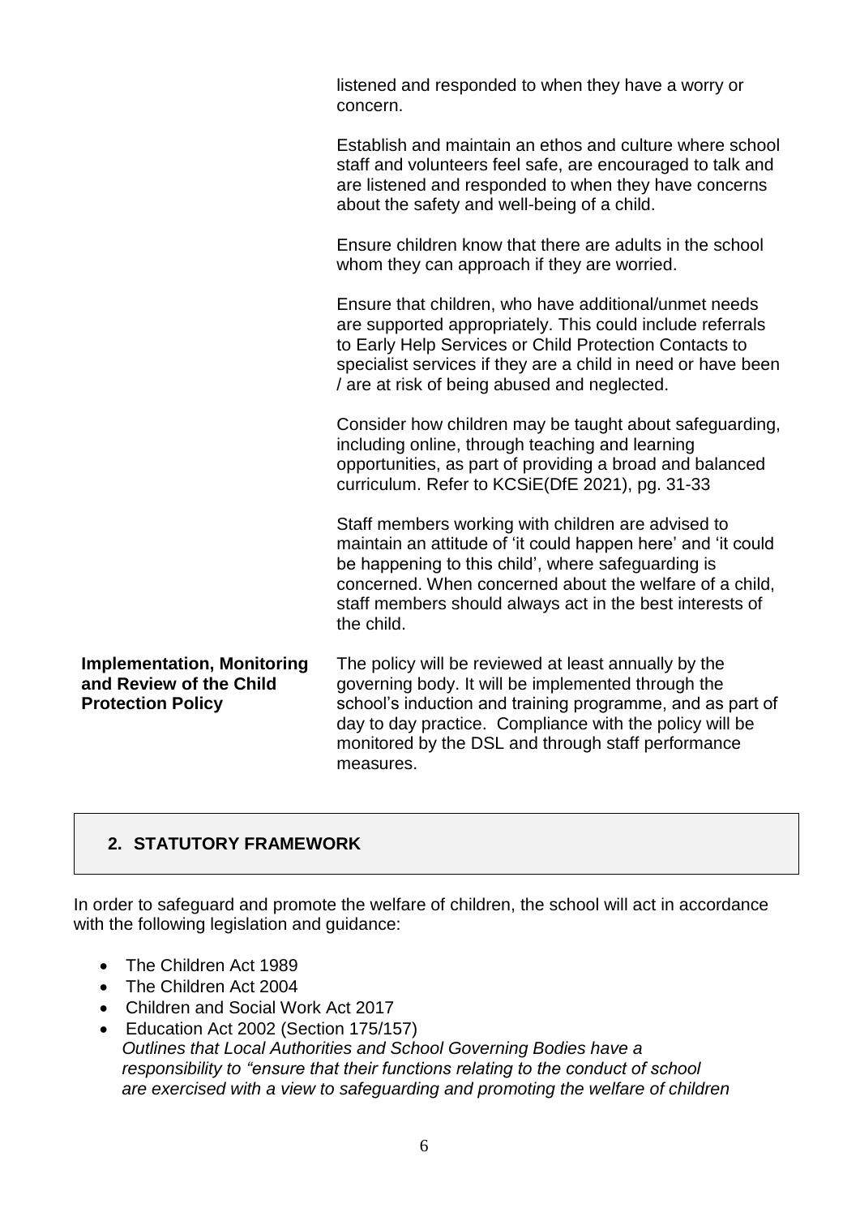| | |
|---|---|
| | listened and responded to when they have a worry or concern.<br><br>Establish and maintain an ethos and culture where school staff and volunteers feel safe, are encouraged to talk and are listened and responded to when they have concerns about the safety and well-being of a child.<br><br>Ensure children know that there are adults in the school whom they can approach if they are worried.<br><br>Ensure that children, who have additional/unmet needs are supported appropriately. This could include referrals to Early Help Services or Child Protection Contacts to specialist services if they are a child in need or have been / are at risk of being abused and neglected.<br><br>Consider how children may be taught about safeguarding, including online, through teaching and learning opportunities, as part of providing a broad and balanced curriculum. Refer to KCSiE(DfE 2021), pg. 31-33<br><br>Staff members working with children are advised to maintain an attitude of 'it could happen here' and 'it could be happening to this child', where safeguarding is concerned. When concerned about the welfare of a child, staff members should always act in the best interests of the child. |
| **Implementation, Monitoring and Review of the Child Protection Policy** | The policy will be reviewed at least annually by the governing body. It will be implemented through the school's induction and training programme, and as part of day to day practice. Compliance with the policy will be monitored by the DSL and through staff performance measures. |

## 2. STATUTORY FRAMEWORK

In order to safeguard and promote the welfare of children, the school will act in accordance with the following legislation and guidance:

- The Children Act 1989
- The Children Act 2004
- Children and Social Work Act 2017
- Education Act 2002 (Section 175/157)
  *Outlines that Local Authorities and School Governing Bodies have a responsibility to "ensure that their functions relating to the conduct of school are exercised with a view to safeguarding and promoting the welfare of children*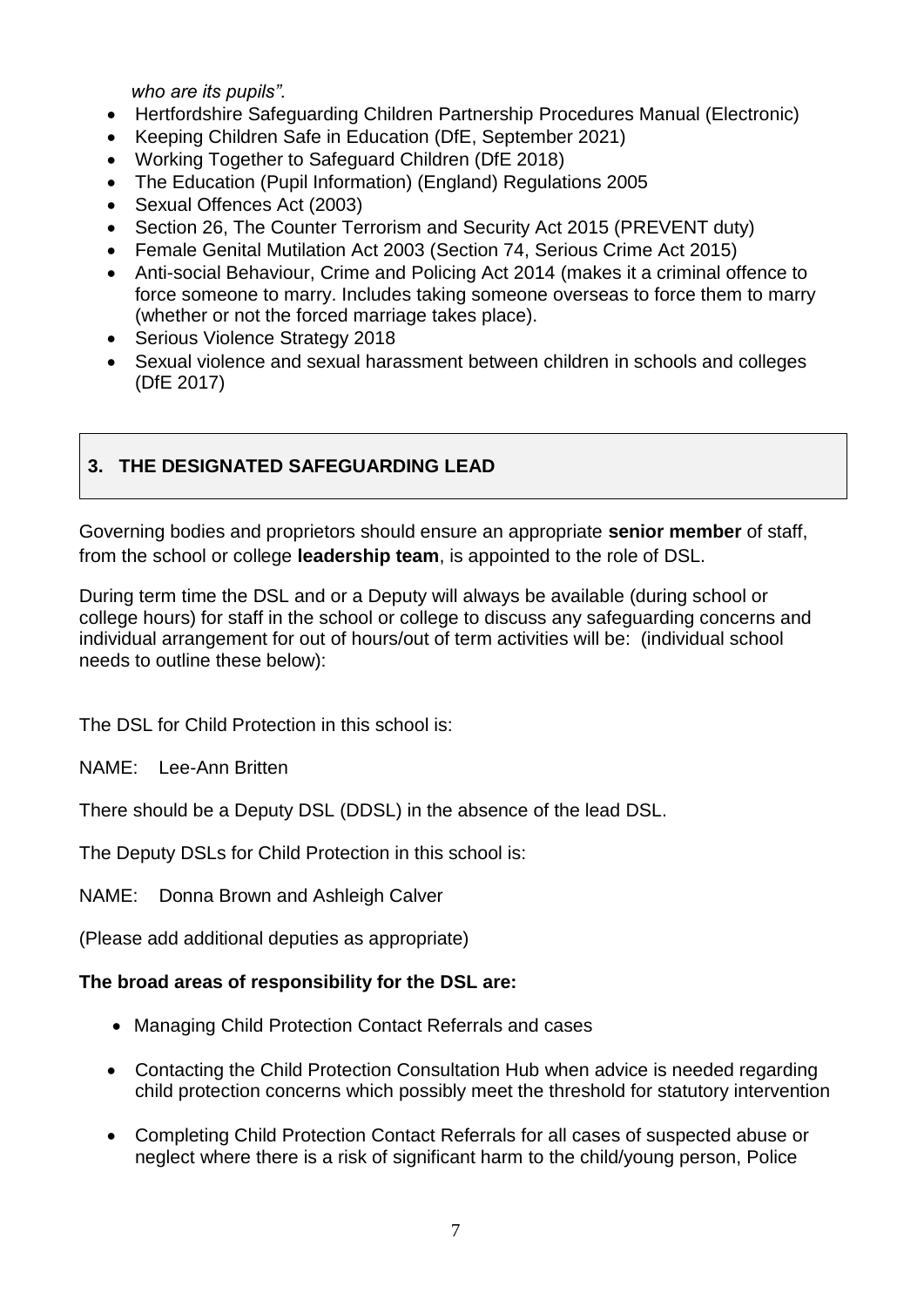*who are its pupils".*

- Hertfordshire Safeguarding Children Partnership Procedures Manual (Electronic)
- Keeping Children Safe in Education (DfE, September 2021)
- Working Together to Safeguard Children (DfE 2018)
- The Education (Pupil Information) (England) Regulations 2005
- Sexual Offences Act (2003)
- Section 26, The Counter Terrorism and Security Act 2015 (PREVENT duty)
- Female Genital Mutilation Act 2003 (Section 74, Serious Crime Act 2015)
- Anti-social Behaviour, Crime and Policing Act 2014 (makes it a criminal offence to force someone to marry. Includes taking someone overseas to force them to marry (whether or not the forced marriage takes place).
- Serious Violence Strategy 2018
- Sexual violence and sexual harassment between children in schools and colleges (DfE 2017)

## 3. THE DESIGNATED SAFEGUARDING LEAD

Governing bodies and proprietors should ensure an appropriate **senior member** of staff, from the school or college **leadership team**, is appointed to the role of DSL.

During term time the DSL and or a Deputy will always be available (during school or college hours) for staff in the school or college to discuss any safeguarding concerns and individual arrangement for out of hours/out of term activities will be: (individual school needs to outline these below):

The DSL for Child Protection in this school is:

NAME: Lee-Ann Britten

There should be a Deputy DSL (DDSL) in the absence of the lead DSL.

The Deputy DSLs for Child Protection in this school is:

NAME: Donna Brown and Ashleigh Calver

(Please add additional deputies as appropriate)

**The broad areas of responsibility for the DSL are:**

- Managing Child Protection Contact Referrals and cases
- Contacting the Child Protection Consultation Hub when advice is needed regarding child protection concerns which possibly meet the threshold for statutory intervention
- Completing Child Protection Contact Referrals for all cases of suspected abuse or neglect where there is a risk of significant harm to the child/young person, Police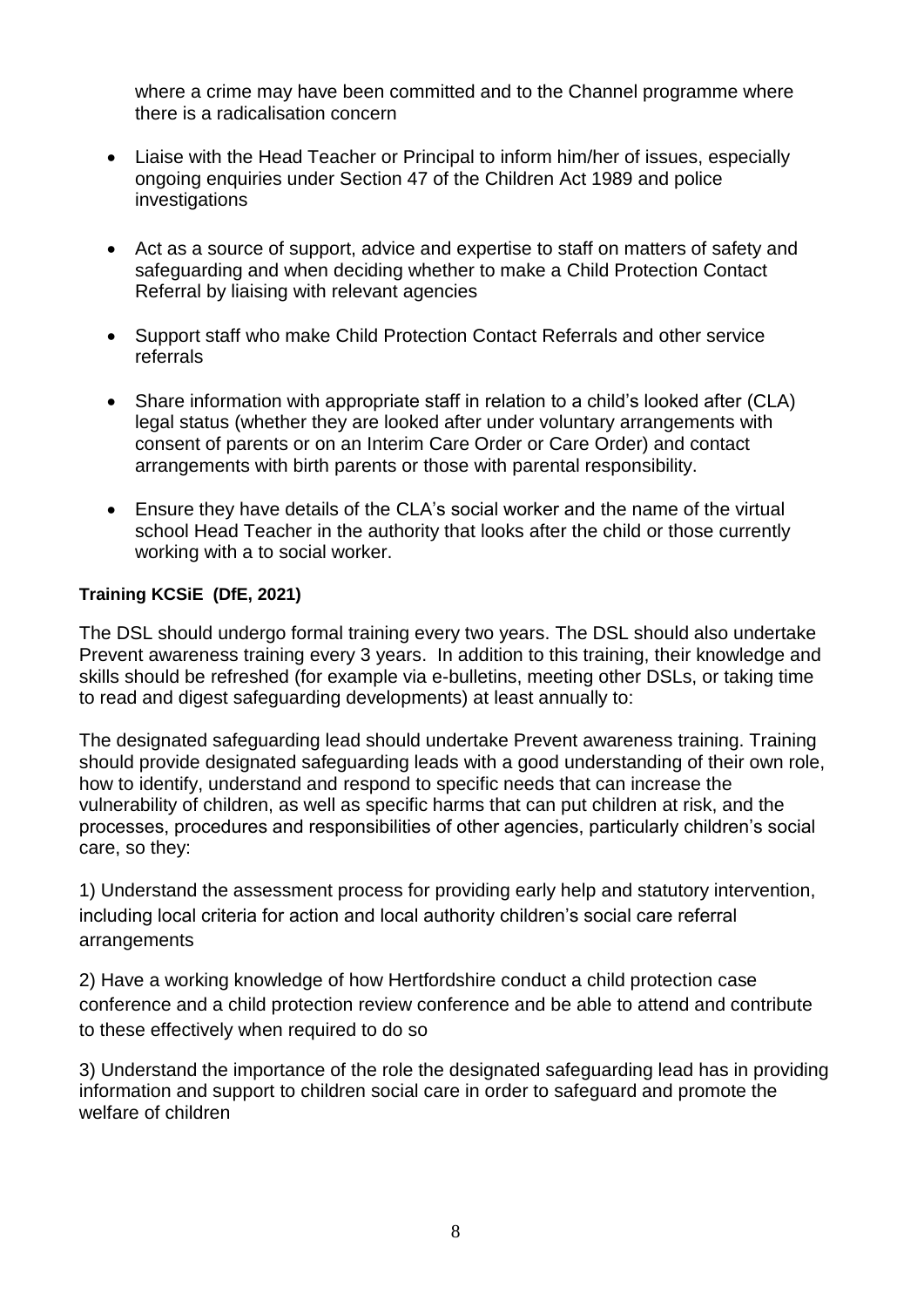where a crime may have been committed and to the Channel programme where there is a radicalisation concern

- Liaise with the Head Teacher or Principal to inform him/her of issues, especially ongoing enquiries under Section 47 of the Children Act 1989 and police investigations
- Act as a source of support, advice and expertise to staff on matters of safety and safeguarding and when deciding whether to make a Child Protection Contact Referral by liaising with relevant agencies
- Support staff who make Child Protection Contact Referrals and other service referrals
- Share information with appropriate staff in relation to a child's looked after (CLA) legal status (whether they are looked after under voluntary arrangements with consent of parents or on an Interim Care Order or Care Order) and contact arrangements with birth parents or those with parental responsibility.
- Ensure they have details of the CLA's social worker and the name of the virtual school Head Teacher in the authority that looks after the child or those currently working with a to social worker.

**Training KCSiE (DfE, 2021)**

The DSL should undergo formal training every two years. The DSL should also undertake Prevent awareness training every 3 years. In addition to this training, their knowledge and skills should be refreshed (for example via e-bulletins, meeting other DSLs, or taking time to read and digest safeguarding developments) at least annually to:

The designated safeguarding lead should undertake Prevent awareness training. Training should provide designated safeguarding leads with a good understanding of their own role, how to identify, understand and respond to specific needs that can increase the vulnerability of children, as well as specific harms that can put children at risk, and the processes, procedures and responsibilities of other agencies, particularly children's social care, so they:

1) Understand the assessment process for providing early help and statutory intervention, including local criteria for action and local authority children's social care referral arrangements

2) Have a working knowledge of how Hertfordshire conduct a child protection case conference and a child protection review conference and be able to attend and contribute to these effectively when required to do so

3) Understand the importance of the role the designated safeguarding lead has in providing information and support to children social care in order to safeguard and promote the welfare of children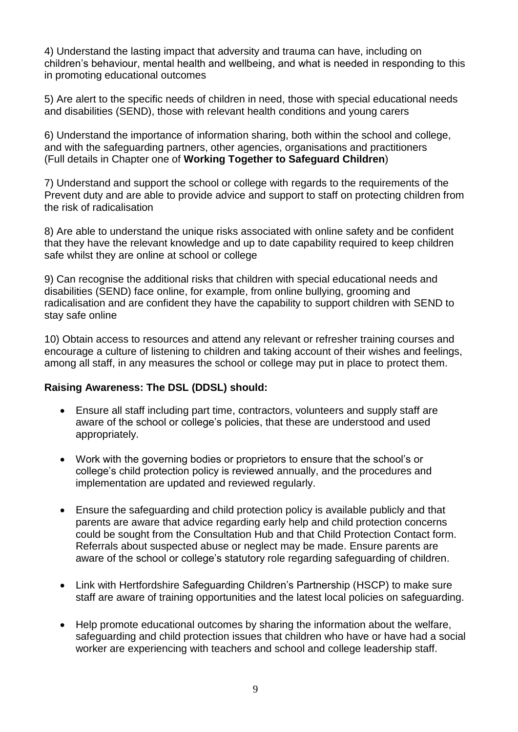4) Understand the lasting impact that adversity and trauma can have, including on children's behaviour, mental health and wellbeing, and what is needed in responding to this in promoting educational outcomes

5) Are alert to the specific needs of children in need, those with special educational needs and disabilities (SEND), those with relevant health conditions and young carers

6) Understand the importance of information sharing, both within the school and college, and with the safeguarding partners, other agencies, organisations and practitioners (Full details in Chapter one of **Working Together to Safeguard Children**)

7) Understand and support the school or college with regards to the requirements of the Prevent duty and are able to provide advice and support to staff on protecting children from the risk of radicalisation

8) Are able to understand the unique risks associated with online safety and be confident that they have the relevant knowledge and up to date capability required to keep children safe whilst they are online at school or college

9) Can recognise the additional risks that children with special educational needs and disabilities (SEND) face online, for example, from online bullying, grooming and radicalisation and are confident they have the capability to support children with SEND to stay safe online

10) Obtain access to resources and attend any relevant or refresher training courses and encourage a culture of listening to children and taking account of their wishes and feelings, among all staff, in any measures the school or college may put in place to protect them.

**Raising Awareness: The DSL (DDSL) should:**

- Ensure all staff including part time, contractors, volunteers and supply staff are aware of the school or college's policies, that these are understood and used appropriately.
- Work with the governing bodies or proprietors to ensure that the school's or college's child protection policy is reviewed annually, and the procedures and implementation are updated and reviewed regularly.
- Ensure the safeguarding and child protection policy is available publicly and that parents are aware that advice regarding early help and child protection concerns could be sought from the Consultation Hub and that Child Protection Contact form. Referrals about suspected abuse or neglect may be made. Ensure parents are aware of the school or college's statutory role regarding safeguarding of children.
- Link with Hertfordshire Safeguarding Children's Partnership (HSCP) to make sure staff are aware of training opportunities and the latest local policies on safeguarding.
- Help promote educational outcomes by sharing the information about the welfare, safeguarding and child protection issues that children who have or have had a social worker are experiencing with teachers and school and college leadership staff.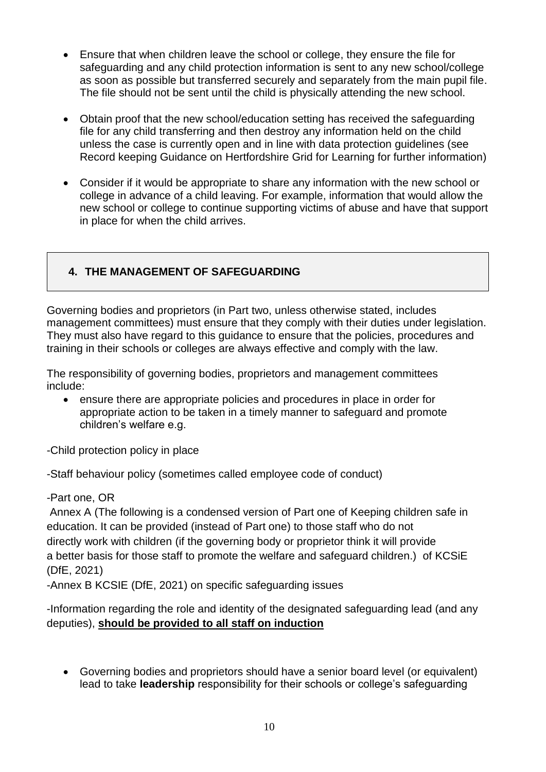- Ensure that when children leave the school or college, they ensure the file for safeguarding and any child protection information is sent to any new school/college as soon as possible but transferred securely and separately from the main pupil file. The file should not be sent until the child is physically attending the new school.
- Obtain proof that the new school/education setting has received the safeguarding file for any child transferring and then destroy any information held on the child unless the case is currently open and in line with data protection guidelines (see Record keeping Guidance on Hertfordshire Grid for Learning for further information)
- Consider if it would be appropriate to share any information with the new school or college in advance of a child leaving. For example, information that would allow the new school or college to continue supporting victims of abuse and have that support in place for when the child arrives.

## 4. THE MANAGEMENT OF SAFEGUARDING

Governing bodies and proprietors (in Part two, unless otherwise stated, includes management committees) must ensure that they comply with their duties under legislation. They must also have regard to this guidance to ensure that the policies, procedures and training in their schools or colleges are always effective and comply with the law.

The responsibility of governing bodies, proprietors and management committees include:

- ensure there are appropriate policies and procedures in place in order for appropriate action to be taken in a timely manner to safeguard and promote children's welfare e.g.

-Child protection policy in place

-Staff behaviour policy (sometimes called employee code of conduct)

-Part one, OR
Annex A (The following is a condensed version of Part one of Keeping children safe in education. It can be provided (instead of Part one) to those staff who do not directly work with children (if the governing body or proprietor think it will provide a better basis for those staff to promote the welfare and safeguard children.) of KCSiE (DfE, 2021)
-Annex B KCSIE (DfE, 2021) on specific safeguarding issues

-Information regarding the role and identity of the designated safeguarding lead (and any deputies), **should be provided to all staff on induction**

- Governing bodies and proprietors should have a senior board level (or equivalent) lead to take **leadership** responsibility for their schools or college's safeguarding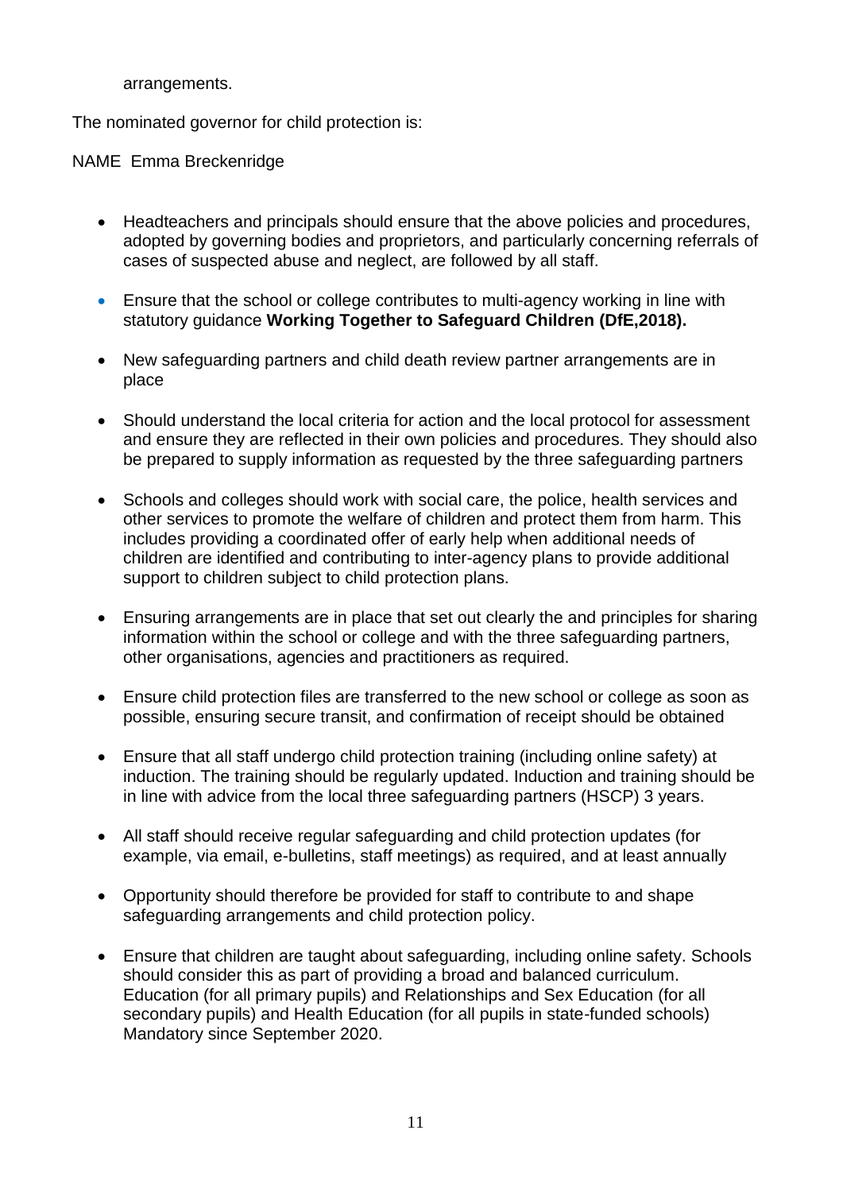arrangements.

The nominated governor for child protection is:

NAME  Emma Breckenridge

- Headteachers and principals should ensure that the above policies and procedures, adopted by governing bodies and proprietors, and particularly concerning referrals of cases of suspected abuse and neglect, are followed by all staff.
- Ensure that the school or college contributes to multi-agency working in line with statutory guidance **Working Together to Safeguard Children (DfE,2018).**
- New safeguarding partners and child death review partner arrangements are in place
- Should understand the local criteria for action and the local protocol for assessment and ensure they are reflected in their own policies and procedures. They should also be prepared to supply information as requested by the three safeguarding partners
- Schools and colleges should work with social care, the police, health services and other services to promote the welfare of children and protect them from harm. This includes providing a coordinated offer of early help when additional needs of children are identified and contributing to inter-agency plans to provide additional support to children subject to child protection plans.
- Ensuring arrangements are in place that set out clearly the and principles for sharing information within the school or college and with the three safeguarding partners, other organisations, agencies and practitioners as required.
- Ensure child protection files are transferred to the new school or college as soon as possible, ensuring secure transit, and confirmation of receipt should be obtained
- Ensure that all staff undergo child protection training (including online safety) at induction. The training should be regularly updated. Induction and training should be in line with advice from the local three safeguarding partners (HSCP) 3 years.
- All staff should receive regular safeguarding and child protection updates (for example, via email, e-bulletins, staff meetings) as required, and at least annually
- Opportunity should therefore be provided for staff to contribute to and shape safeguarding arrangements and child protection policy.
- Ensure that children are taught about safeguarding, including online safety. Schools should consider this as part of providing a broad and balanced curriculum. Education (for all primary pupils) and Relationships and Sex Education (for all secondary pupils) and Health Education (for all pupils in state-funded schools) Mandatory since September 2020.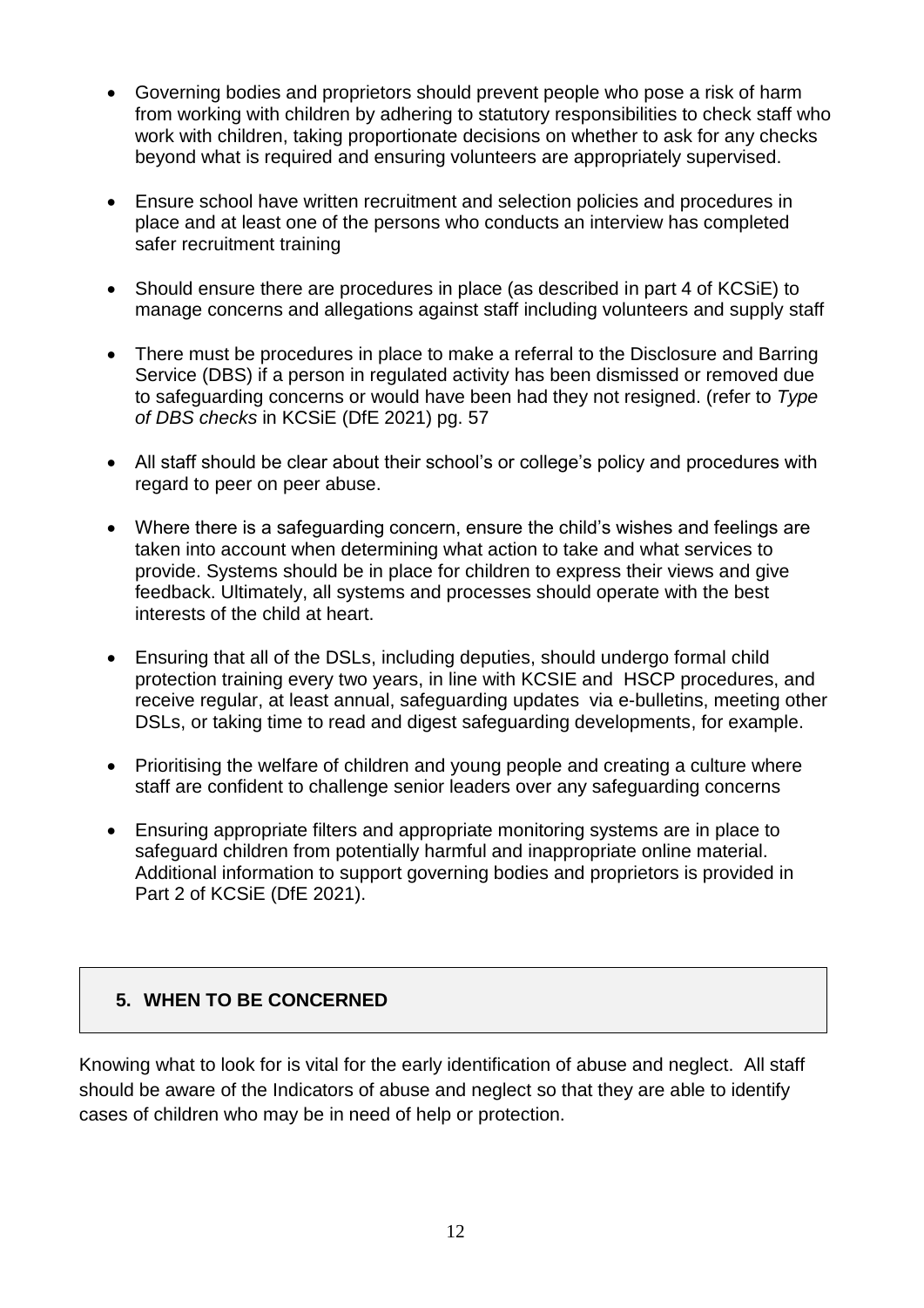- Governing bodies and proprietors should prevent people who pose a risk of harm from working with children by adhering to statutory responsibilities to check staff who work with children, taking proportionate decisions on whether to ask for any checks beyond what is required and ensuring volunteers are appropriately supervised.

- Ensure school have written recruitment and selection policies and procedures in place and at least one of the persons who conducts an interview has completed safer recruitment training

- Should ensure there are procedures in place (as described in part 4 of KCSiE) to manage concerns and allegations against staff including volunteers and supply staff

- There must be procedures in place to make a referral to the Disclosure and Barring Service (DBS) if a person in regulated activity has been dismissed or removed due to safeguarding concerns or would have been had they not resigned. (refer to *Type of DBS checks* in KCSiE (DfE 2021) pg. 57

- All staff should be clear about their school's or college's policy and procedures with regard to peer on peer abuse.

- Where there is a safeguarding concern, ensure the child's wishes and feelings are taken into account when determining what action to take and what services to provide. Systems should be in place for children to express their views and give feedback. Ultimately, all systems and processes should operate with the best interests of the child at heart.

- Ensuring that all of the DSLs, including deputies, should undergo formal child protection training every two years, in line with KCSIE and HSCP procedures, and receive regular, at least annual, safeguarding updates via e-bulletins, meeting other DSLs, or taking time to read and digest safeguarding developments, for example.

- Prioritising the welfare of children and young people and creating a culture where staff are confident to challenge senior leaders over any safeguarding concerns

- Ensuring appropriate filters and appropriate monitoring systems are in place to safeguard children from potentially harmful and inappropriate online material. Additional information to support governing bodies and proprietors is provided in Part 2 of KCSiE (DfE 2021).

## 5. WHEN TO BE CONCERNED

Knowing what to look for is vital for the early identification of abuse and neglect. All staff should be aware of the Indicators of abuse and neglect so that they are able to identify cases of children who may be in need of help or protection.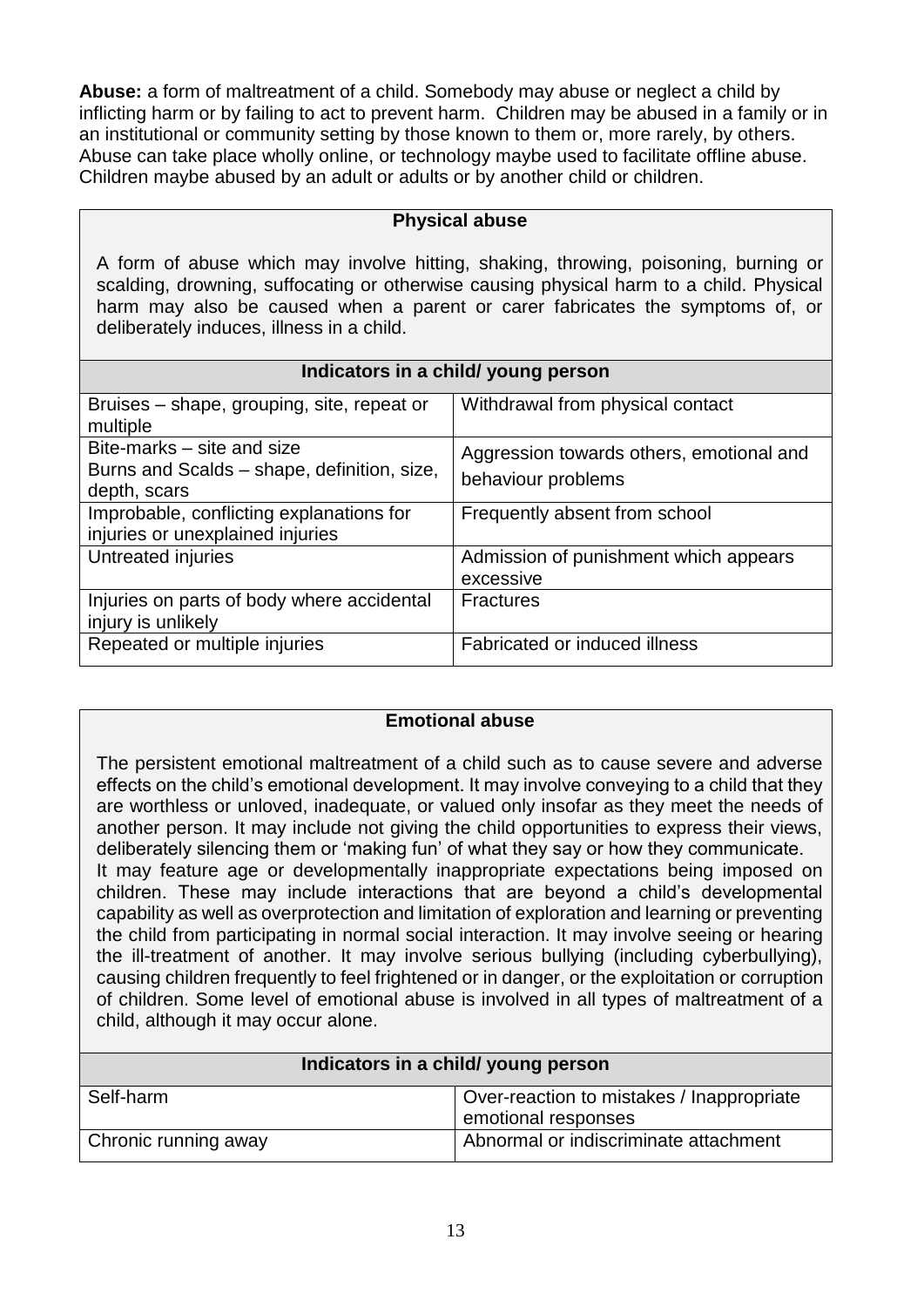**Abuse:** a form of maltreatment of a child. Somebody may abuse or neglect a child by inflicting harm or by failing to act to prevent harm. Children may be abused in a family or in an institutional or community setting by those known to them or, more rarely, by others. Abuse can take place wholly online, or technology maybe used to facilitate offline abuse. Children maybe abused by an adult or adults or by another child or children.

### Physical abuse

A form of abuse which may involve hitting, shaking, throwing, poisoning, burning or scalding, drowning, suffocating or otherwise causing physical harm to a child. Physical harm may also be caused when a parent or carer fabricates the symptoms of, or deliberately induces, illness in a child.

| Indicators in a child/ young person | |
|---|---|
| Bruises – shape, grouping, site, repeat or multiple | Withdrawal from physical contact |
| Bite-marks – site and size<br>Burns and Scalds – shape, definition, size, depth, scars | Aggression towards others, emotional and behaviour problems |
| Improbable, conflicting explanations for injuries or unexplained injuries | Frequently absent from school |
| Untreated injuries | Admission of punishment which appears excessive |
| Injuries on parts of body where accidental injury is unlikely | Fractures |
| Repeated or multiple injuries | Fabricated or induced illness |

### Emotional abuse

The persistent emotional maltreatment of a child such as to cause severe and adverse effects on the child's emotional development. It may involve conveying to a child that they are worthless or unloved, inadequate, or valued only insofar as they meet the needs of another person. It may include not giving the child opportunities to express their views, deliberately silencing them or 'making fun' of what they say or how they communicate.
It may feature age or developmentally inappropriate expectations being imposed on children. These may include interactions that are beyond a child's developmental capability as well as overprotection and limitation of exploration and learning or preventing the child from participating in normal social interaction. It may involve seeing or hearing the ill-treatment of another. It may involve serious bullying (including cyberbullying), causing children frequently to feel frightened or in danger, or the exploitation or corruption of children. Some level of emotional abuse is involved in all types of maltreatment of a child, although it may occur alone.

| Indicators in a child/ young person | |
|---|---|
| Self-harm | Over-reaction to mistakes / Inappropriate emotional responses |
| Chronic running away | Abnormal or indiscriminate attachment |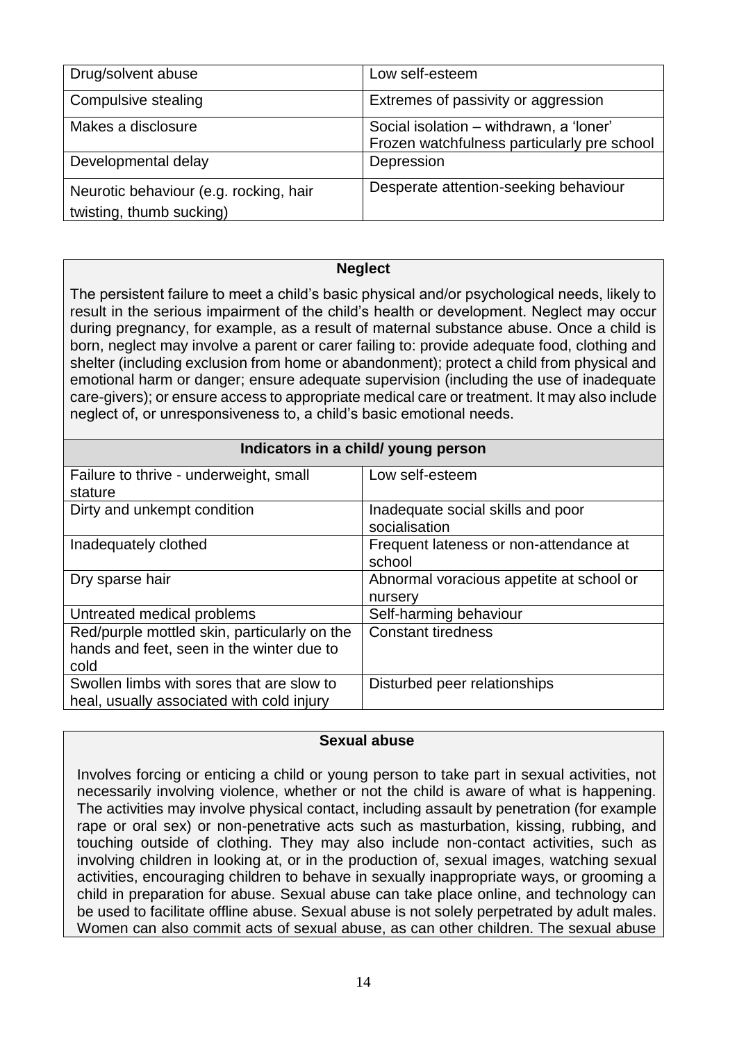| Drug/solvent abuse | Low self-esteem |
|---|---|
| Compulsive stealing | Extremes of passivity or aggression |
| Makes a disclosure | Social isolation – withdrawn, a 'loner' Frozen watchfulness particularly pre school |
| Developmental delay | Depression |
| Neurotic behaviour (e.g. rocking, hair twisting, thumb sucking) | Desperate attention-seeking behaviour |

**Neglect**

The persistent failure to meet a child's basic physical and/or psychological needs, likely to result in the serious impairment of the child's health or development. Neglect may occur during pregnancy, for example, as a result of maternal substance abuse. Once a child is born, neglect may involve a parent or carer failing to: provide adequate food, clothing and shelter (including exclusion from home or abandonment); protect a child from physical and emotional harm or danger; ensure adequate supervision (including the use of inadequate care-givers); or ensure access to appropriate medical care or treatment. It may also include neglect of, or unresponsiveness to, a child's basic emotional needs.

| Indicators in a child/ young person | |
|---|---|
| Failure to thrive - underweight, small stature | Low self-esteem |
| Dirty and unkempt condition | Inadequate social skills and poor socialisation |
| Inadequately clothed | Frequent lateness or non-attendance at school |
| Dry sparse hair | Abnormal voracious appetite at school or nursery |
| Untreated medical problems | Self-harming behaviour |
| Red/purple mottled skin, particularly on the hands and feet, seen in the winter due to cold | Constant tiredness |
| Swollen limbs with sores that are slow to heal, usually associated with cold injury | Disturbed peer relationships |

**Sexual abuse**

Involves forcing or enticing a child or young person to take part in sexual activities, not necessarily involving violence, whether or not the child is aware of what is happening. The activities may involve physical contact, including assault by penetration (for example rape or oral sex) or non-penetrative acts such as masturbation, kissing, rubbing, and touching outside of clothing. They may also include non-contact activities, such as involving children in looking at, or in the production of, sexual images, watching sexual activities, encouraging children to behave in sexually inappropriate ways, or grooming a child in preparation for abuse. Sexual abuse can take place online, and technology can be used to facilitate offline abuse. Sexual abuse is not solely perpetrated by adult males. Women can also commit acts of sexual abuse, as can other children. The sexual abuse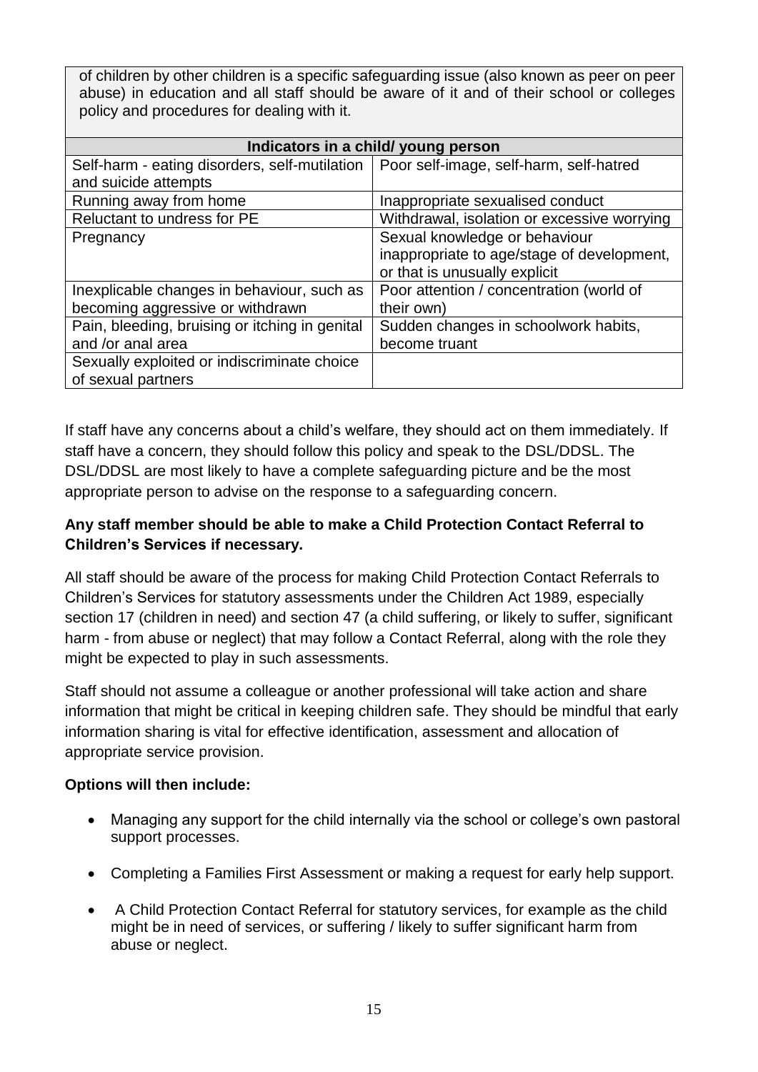of children by other children is a specific safeguarding issue (also known as peer on peer abuse) in education and all staff should be aware of it and of their school or colleges policy and procedures for dealing with it.

| Indicators in a child/ young person | |
|---|---|
| Self-harm - eating disorders, self-mutilation and suicide attempts | Poor self-image, self-harm, self-hatred |
| Running away from home | Inappropriate sexualised conduct |
| Reluctant to undress for PE | Withdrawal, isolation or excessive worrying |
| Pregnancy | Sexual knowledge or behaviour inappropriate to age/stage of development, or that is unusually explicit |
| Inexplicable changes in behaviour, such as becoming aggressive or withdrawn | Poor attention / concentration (world of their own) |
| Pain, bleeding, bruising or itching in genital and /or anal area | Sudden changes in schoolwork habits, become truant |
| Sexually exploited or indiscriminate choice of sexual partners | |

If staff have any concerns about a child's welfare, they should act on them immediately. If staff have a concern, they should follow this policy and speak to the DSL/DDSL. The DSL/DDSL are most likely to have a complete safeguarding picture and be the most appropriate person to advise on the response to a safeguarding concern.

**Any staff member should be able to make a Child Protection Contact Referral to Children's Services if necessary.**

All staff should be aware of the process for making Child Protection Contact Referrals to Children's Services for statutory assessments under the Children Act 1989, especially section 17 (children in need) and section 47 (a child suffering, or likely to suffer, significant harm - from abuse or neglect) that may follow a Contact Referral, along with the role they might be expected to play in such assessments.

Staff should not assume a colleague or another professional will take action and share information that might be critical in keeping children safe. They should be mindful that early information sharing is vital for effective identification, assessment and allocation of appropriate service provision.

**Options will then include:**

- Managing any support for the child internally via the school or college's own pastoral support processes.
- Completing a Families First Assessment or making a request for early help support.
- A Child Protection Contact Referral for statutory services, for example as the child might be in need of services, or suffering / likely to suffer significant harm from abuse or neglect.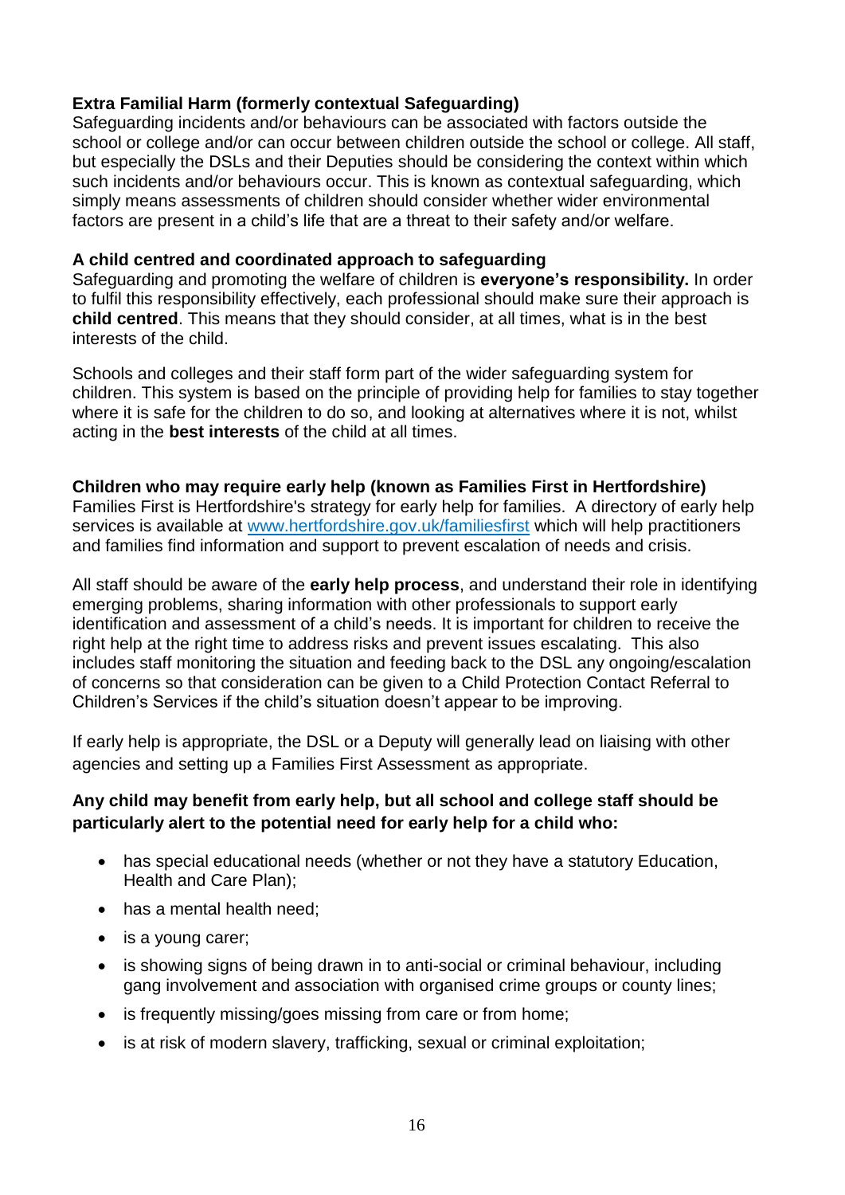**Extra Familial Harm (formerly contextual Safeguarding)**
Safeguarding incidents and/or behaviours can be associated with factors outside the school or college and/or can occur between children outside the school or college. All staff, but especially the DSLs and their Deputies should be considering the context within which such incidents and/or behaviours occur. This is known as contextual safeguarding, which simply means assessments of children should consider whether wider environmental factors are present in a child's life that are a threat to their safety and/or welfare.

**A child centred and coordinated approach to safeguarding**
Safeguarding and promoting the welfare of children is **everyone's responsibility.** In order to fulfil this responsibility effectively, each professional should make sure their approach is **child centred**. This means that they should consider, at all times, what is in the best interests of the child.

Schools and colleges and their staff form part of the wider safeguarding system for children. This system is based on the principle of providing help for families to stay together where it is safe for the children to do so, and looking at alternatives where it is not, whilst acting in the **best interests** of the child at all times.

**Children who may require early help (known as Families First in Hertfordshire)**
Families First is Hertfordshire's strategy for early help for families. A directory of early help services is available at [www.hertfordshire.gov.uk/familiesfirst](http://www.hertfordshire.gov.uk/familiesfirst) which will help practitioners and families find information and support to prevent escalation of needs and crisis.

All staff should be aware of the **early help process**, and understand their role in identifying emerging problems, sharing information with other professionals to support early identification and assessment of a child's needs. It is important for children to receive the right help at the right time to address risks and prevent issues escalating. This also includes staff monitoring the situation and feeding back to the DSL any ongoing/escalation of concerns so that consideration can be given to a Child Protection Contact Referral to Children's Services if the child's situation doesn't appear to be improving.

If early help is appropriate, the DSL or a Deputy will generally lead on liaising with other agencies and setting up a Families First Assessment as appropriate.

**Any child may benefit from early help, but all school and college staff should be particularly alert to the potential need for early help for a child who:**

- has special educational needs (whether or not they have a statutory Education, Health and Care Plan);
- has a mental health need;
- is a young carer;
- is showing signs of being drawn in to anti-social or criminal behaviour, including gang involvement and association with organised crime groups or county lines;
- is frequently missing/goes missing from care or from home;
- is at risk of modern slavery, trafficking, sexual or criminal exploitation;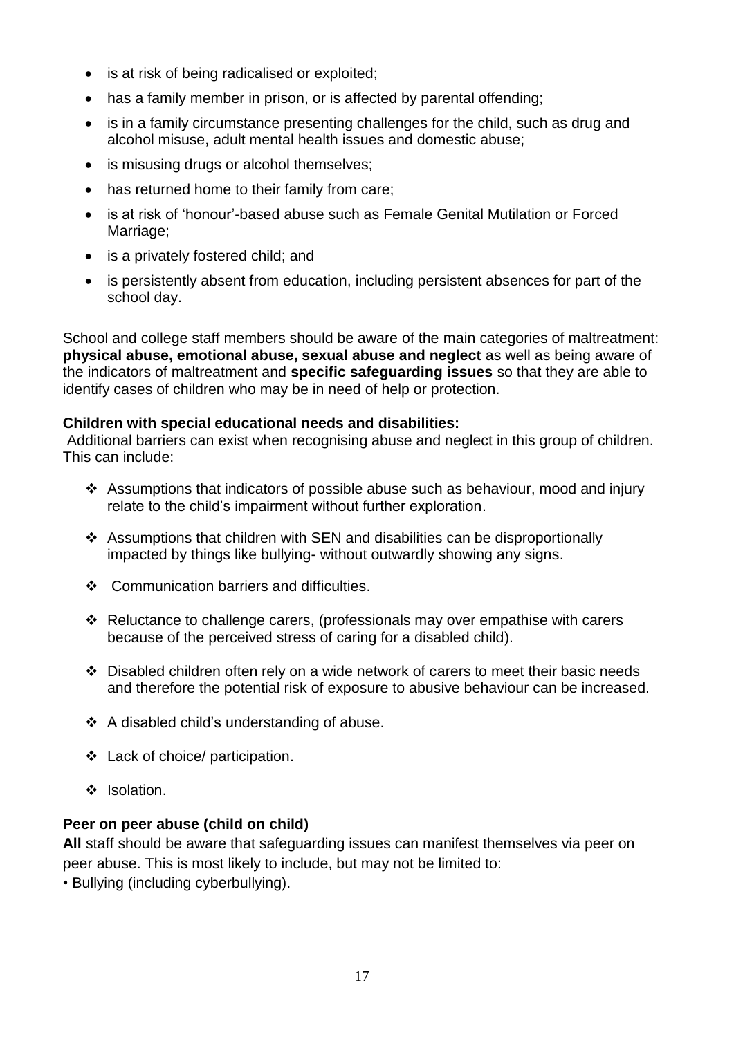- is at risk of being radicalised or exploited;
- has a family member in prison, or is affected by parental offending;
- is in a family circumstance presenting challenges for the child, such as drug and alcohol misuse, adult mental health issues and domestic abuse;
- is misusing drugs or alcohol themselves;
- has returned home to their family from care;
- is at risk of 'honour'-based abuse such as Female Genital Mutilation or Forced Marriage;
- is a privately fostered child; and
- is persistently absent from education, including persistent absences for part of the school day.

School and college staff members should be aware of the main categories of maltreatment: **physical abuse, emotional abuse, sexual abuse and neglect** as well as being aware of the indicators of maltreatment and **specific safeguarding issues** so that they are able to identify cases of children who may be in need of help or protection.

**Children with special educational needs and disabilities:**

Additional barriers can exist when recognising abuse and neglect in this group of children. This can include:

- Assumptions that indicators of possible abuse such as behaviour, mood and injury relate to the child's impairment without further exploration.
- Assumptions that children with SEN and disabilities can be disproportionally impacted by things like bullying- without outwardly showing any signs.
- Communication barriers and difficulties.
- Reluctance to challenge carers, (professionals may over empathise with carers because of the perceived stress of caring for a disabled child).
- Disabled children often rely on a wide network of carers to meet their basic needs and therefore the potential risk of exposure to abusive behaviour can be increased.
- A disabled child's understanding of abuse.
- Lack of choice/ participation.
- Isolation.

**Peer on peer abuse (child on child)**

**All** staff should be aware that safeguarding issues can manifest themselves via peer on peer abuse. This is most likely to include, but may not be limited to:

- Bullying (including cyberbullying).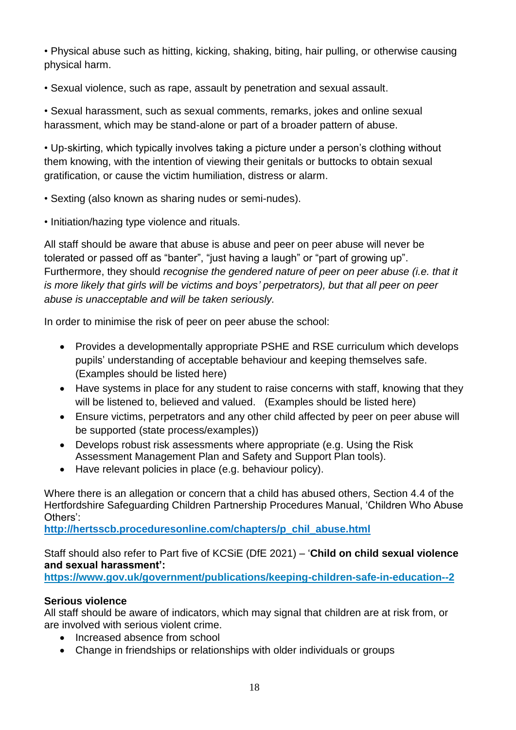• Physical abuse such as hitting, kicking, shaking, biting, hair pulling, or otherwise causing physical harm.

• Sexual violence, such as rape, assault by penetration and sexual assault.

• Sexual harassment, such as sexual comments, remarks, jokes and online sexual harassment, which may be stand-alone or part of a broader pattern of abuse.

• Up-skirting, which typically involves taking a picture under a person's clothing without them knowing, with the intention of viewing their genitals or buttocks to obtain sexual gratification, or cause the victim humiliation, distress or alarm.

• Sexting (also known as sharing nudes or semi-nudes).

• Initiation/hazing type violence and rituals.

All staff should be aware that abuse is abuse and peer on peer abuse will never be tolerated or passed off as "banter", "just having a laugh" or "part of growing up". Furthermore, they should *recognise the gendered nature of peer on peer abuse (i.e. that it is more likely that girls will be victims and boys' perpetrators), but that all peer on peer abuse is unacceptable and will be taken seriously.*

In order to minimise the risk of peer on peer abuse the school:

- Provides a developmentally appropriate PSHE and RSE curriculum which develops pupils' understanding of acceptable behaviour and keeping themselves safe. (Examples should be listed here)
- Have systems in place for any student to raise concerns with staff, knowing that they will be listened to, believed and valued. (Examples should be listed here)
- Ensure victims, perpetrators and any other child affected by peer on peer abuse will be supported (state process/examples))
- Develops robust risk assessments where appropriate (e.g. Using the Risk Assessment Management Plan and Safety and Support Plan tools).
- Have relevant policies in place (e.g. behaviour policy).

Where there is an allegation or concern that a child has abused others, Section 4.4 of the Hertfordshire Safeguarding Children Partnership Procedures Manual, 'Children Who Abuse Others':
**http://hertsscb.proceduresonline.com/chapters/p_chil_abuse.html**

Staff should also refer to Part five of KCSiE (DfE 2021) – '**Child on child sexual violence and sexual harassment':**
**https://www.gov.uk/government/publications/keeping-children-safe-in-education--2**

**Serious violence**

All staff should be aware of indicators, which may signal that children are at risk from, or are involved with serious violent crime.

- Increased absence from school
- Change in friendships or relationships with older individuals or groups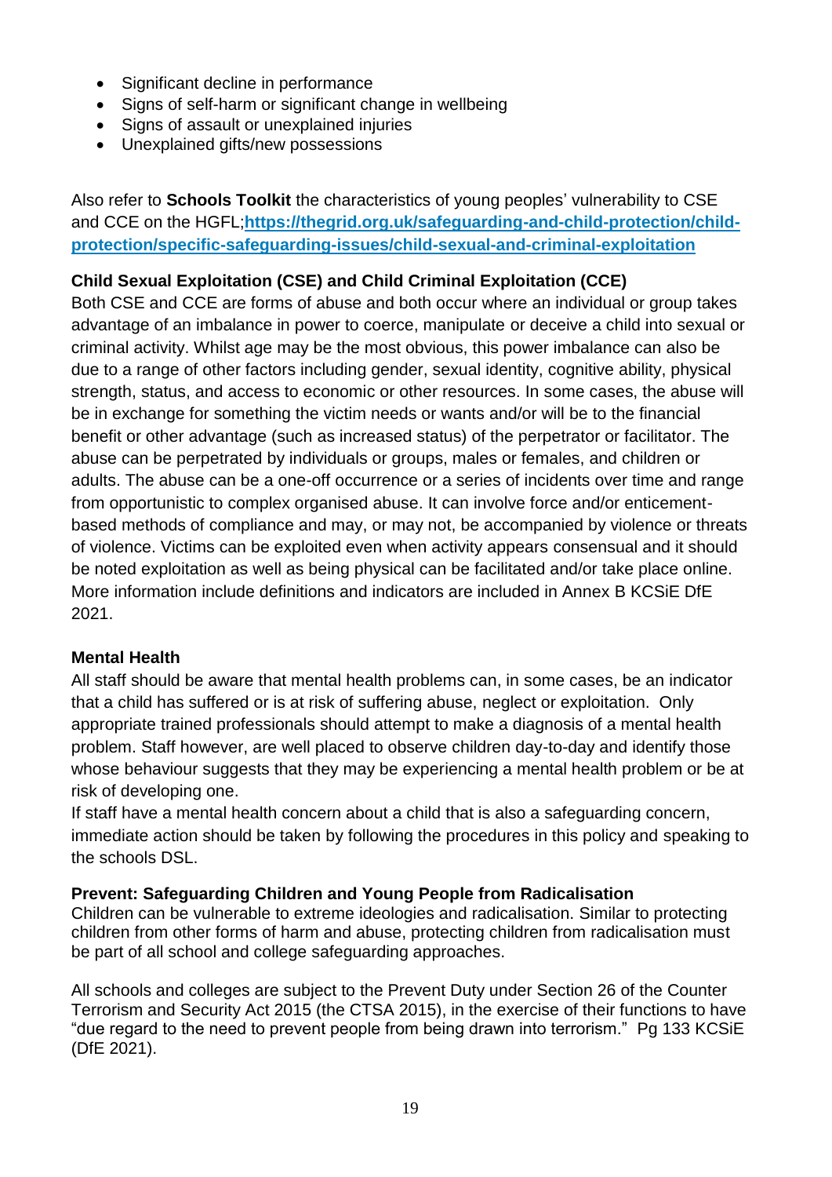- Significant decline in performance
- Signs of self-harm or significant change in wellbeing
- Signs of assault or unexplained injuries
- Unexplained gifts/new possessions

Also refer to **Schools Toolkit** the characteristics of young peoples' vulnerability to CSE and CCE on the HGFL;**https://thegrid.org.uk/safeguarding-and-child-protection/child-protection/specific-safeguarding-issues/child-sexual-and-criminal-exploitation**

**Child Sexual Exploitation (CSE) and Child Criminal Exploitation (CCE)**

Both CSE and CCE are forms of abuse and both occur where an individual or group takes advantage of an imbalance in power to coerce, manipulate or deceive a child into sexual or criminal activity. Whilst age may be the most obvious, this power imbalance can also be due to a range of other factors including gender, sexual identity, cognitive ability, physical strength, status, and access to economic or other resources. In some cases, the abuse will be in exchange for something the victim needs or wants and/or will be to the financial benefit or other advantage (such as increased status) of the perpetrator or facilitator. The abuse can be perpetrated by individuals or groups, males or females, and children or adults. The abuse can be a one-off occurrence or a series of incidents over time and range from opportunistic to complex organised abuse. It can involve force and/or enticement-based methods of compliance and may, or may not, be accompanied by violence or threats of violence. Victims can be exploited even when activity appears consensual and it should be noted exploitation as well as being physical can be facilitated and/or take place online. More information include definitions and indicators are included in Annex B KCSiE DfE 2021.

**Mental Health**

All staff should be aware that mental health problems can, in some cases, be an indicator that a child has suffered or is at risk of suffering abuse, neglect or exploitation. Only appropriate trained professionals should attempt to make a diagnosis of a mental health problem. Staff however, are well placed to observe children day-to-day and identify those whose behaviour suggests that they may be experiencing a mental health problem or be at risk of developing one.

If staff have a mental health concern about a child that is also a safeguarding concern, immediate action should be taken by following the procedures in this policy and speaking to the schools DSL.

**Prevent: Safeguarding Children and Young People from Radicalisation**

Children can be vulnerable to extreme ideologies and radicalisation. Similar to protecting children from other forms of harm and abuse, protecting children from radicalisation must be part of all school and college safeguarding approaches.

All schools and colleges are subject to the Prevent Duty under Section 26 of the Counter Terrorism and Security Act 2015 (the CTSA 2015), in the exercise of their functions to have "due regard to the need to prevent people from being drawn into terrorism." Pg 133 KCSiE (DfE 2021).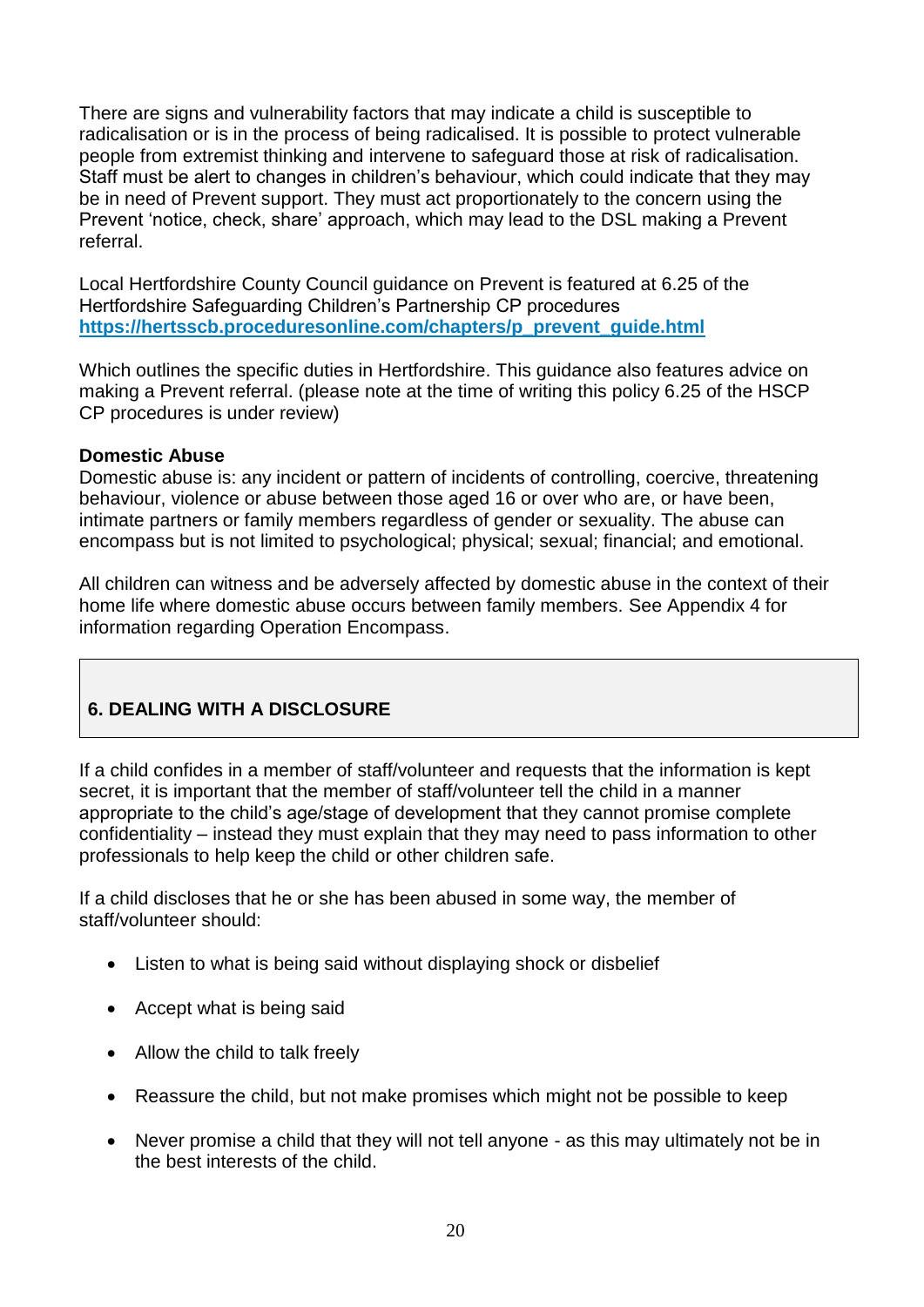There are signs and vulnerability factors that may indicate a child is susceptible to radicalisation or is in the process of being radicalised. It is possible to protect vulnerable people from extremist thinking and intervene to safeguard those at risk of radicalisation. Staff must be alert to changes in children's behaviour, which could indicate that they may be in need of Prevent support. They must act proportionately to the concern using the Prevent 'notice, check, share' approach, which may lead to the DSL making a Prevent referral.

Local Hertfordshire County Council guidance on Prevent is featured at 6.25 of the Hertfordshire Safeguarding Children's Partnership CP procedures **[https://hertsscb.proceduresonline.com/chapters/p_prevent_guide.html](https://hertsscb.proceduresonline.com/chapters/p_prevent_guide.html)**

Which outlines the specific duties in Hertfordshire. This guidance also features advice on making a Prevent referral. (please note at the time of writing this policy 6.25 of the HSCP CP procedures is under review)

**Domestic Abuse**

Domestic abuse is: any incident or pattern of incidents of controlling, coercive, threatening behaviour, violence or abuse between those aged 16 or over who are, or have been, intimate partners or family members regardless of gender or sexuality. The abuse can encompass but is not limited to psychological; physical; sexual; financial; and emotional.

All children can witness and be adversely affected by domestic abuse in the context of their home life where domestic abuse occurs between family members. See Appendix 4 for information regarding Operation Encompass.

## 6. DEALING WITH A DISCLOSURE

If a child confides in a member of staff/volunteer and requests that the information is kept secret, it is important that the member of staff/volunteer tell the child in a manner appropriate to the child's age/stage of development that they cannot promise complete confidentiality – instead they must explain that they may need to pass information to other professionals to help keep the child or other children safe.

If a child discloses that he or she has been abused in some way, the member of staff/volunteer should:

- Listen to what is being said without displaying shock or disbelief
- Accept what is being said
- Allow the child to talk freely
- Reassure the child, but not make promises which might not be possible to keep
- Never promise a child that they will not tell anyone - as this may ultimately not be in the best interests of the child.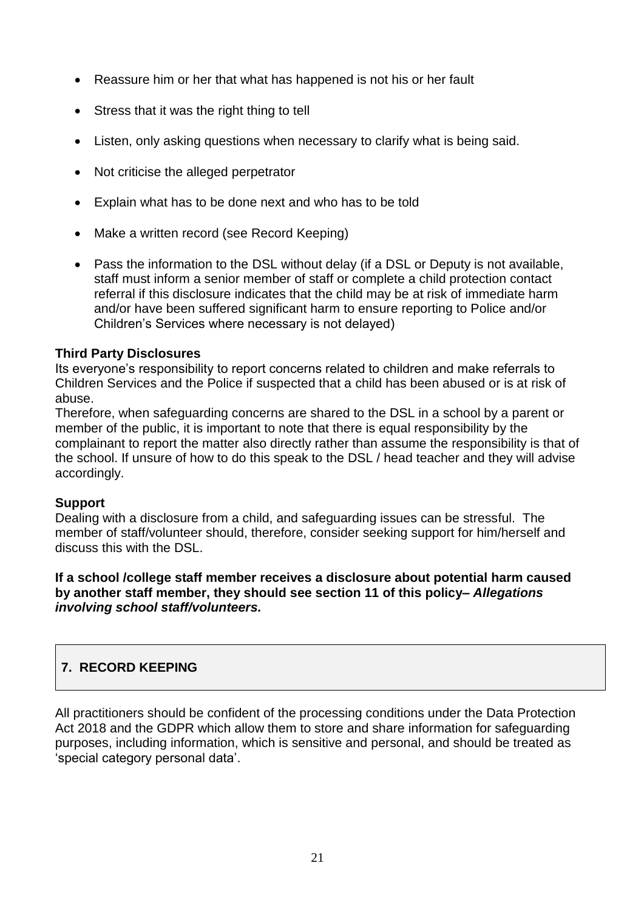- Reassure him or her that what has happened is not his or her fault
- Stress that it was the right thing to tell
- Listen, only asking questions when necessary to clarify what is being said.
- Not criticise the alleged perpetrator
- Explain what has to be done next and who has to be told
- Make a written record (see Record Keeping)
- Pass the information to the DSL without delay (if a DSL or Deputy is not available, staff must inform a senior member of staff or complete a child protection contact referral if this disclosure indicates that the child may be at risk of immediate harm and/or have been suffered significant harm to ensure reporting to Police and/or Children's Services where necessary is not delayed)

**Third Party Disclosures**

Its everyone's responsibility to report concerns related to children and make referrals to Children Services and the Police if suspected that a child has been abused or is at risk of abuse.

Therefore, when safeguarding concerns are shared to the DSL in a school by a parent or member of the public, it is important to note that there is equal responsibility by the complainant to report the matter also directly rather than assume the responsibility is that of the school. If unsure of how to do this speak to the DSL / head teacher and they will advise accordingly.

**Support**

Dealing with a disclosure from a child, and safeguarding issues can be stressful. The member of staff/volunteer should, therefore, consider seeking support for him/herself and discuss this with the DSL.

**If a school /college staff member receives a disclosure about potential harm caused by another staff member, they should see section 11 of this policy– *Allegations involving school staff/volunteers.***

## 7. RECORD KEEPING

All practitioners should be confident of the processing conditions under the Data Protection Act 2018 and the GDPR which allow them to store and share information for safeguarding purposes, including information, which is sensitive and personal, and should be treated as 'special category personal data'.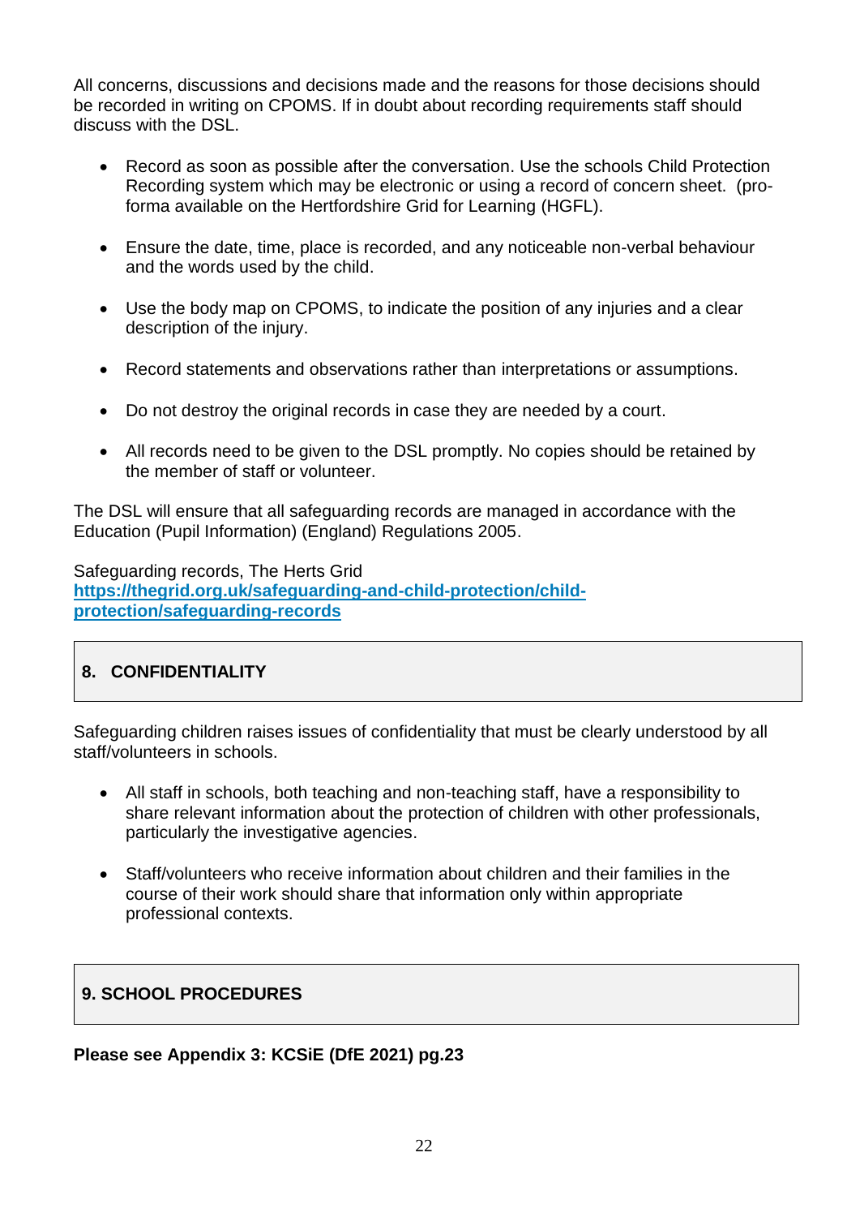All concerns, discussions and decisions made and the reasons for those decisions should be recorded in writing on CPOMS. If in doubt about recording requirements staff should discuss with the DSL.

- Record as soon as possible after the conversation. Use the schools Child Protection Recording system which may be electronic or using a record of concern sheet. (pro-forma available on the Hertfordshire Grid for Learning (HGFL).
- Ensure the date, time, place is recorded, and any noticeable non-verbal behaviour and the words used by the child.
- Use the body map on CPOMS, to indicate the position of any injuries and a clear description of the injury.
- Record statements and observations rather than interpretations or assumptions.
- Do not destroy the original records in case they are needed by a court.
- All records need to be given to the DSL promptly. No copies should be retained by the member of staff or volunteer.

The DSL will ensure that all safeguarding records are managed in accordance with the Education (Pupil Information) (England) Regulations 2005.

Safeguarding records, The Herts Grid
**https://thegrid.org.uk/safeguarding-and-child-protection/child-protection/safeguarding-records**

## 8. CONFIDENTIALITY

Safeguarding children raises issues of confidentiality that must be clearly understood by all staff/volunteers in schools.

- All staff in schools, both teaching and non-teaching staff, have a responsibility to share relevant information about the protection of children with other professionals, particularly the investigative agencies.
- Staff/volunteers who receive information about children and their families in the course of their work should share that information only within appropriate professional contexts.

## 9. SCHOOL PROCEDURES

**Please see Appendix 3: KCSiE (DfE 2021) pg.23**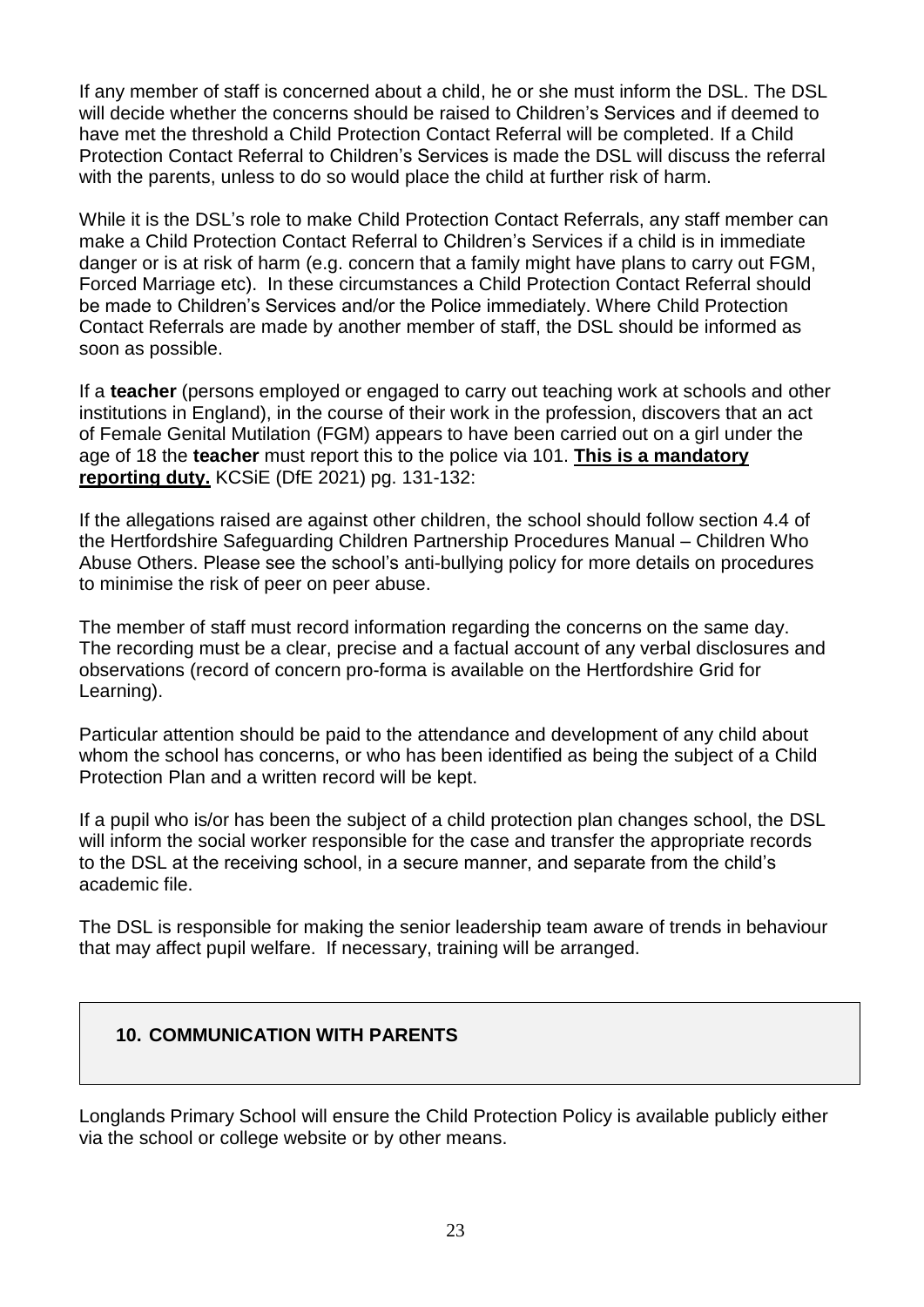If any member of staff is concerned about a child, he or she must inform the DSL. The DSL will decide whether the concerns should be raised to Children's Services and if deemed to have met the threshold a Child Protection Contact Referral will be completed. If a Child Protection Contact Referral to Children's Services is made the DSL will discuss the referral with the parents, unless to do so would place the child at further risk of harm.

While it is the DSL's role to make Child Protection Contact Referrals, any staff member can make a Child Protection Contact Referral to Children's Services if a child is in immediate danger or is at risk of harm (e.g. concern that a family might have plans to carry out FGM, Forced Marriage etc). In these circumstances a Child Protection Contact Referral should be made to Children's Services and/or the Police immediately. Where Child Protection Contact Referrals are made by another member of staff, the DSL should be informed as soon as possible.

If a **teacher** (persons employed or engaged to carry out teaching work at schools and other institutions in England), in the course of their work in the profession, discovers that an act of Female Genital Mutilation (FGM) appears to have been carried out on a girl under the age of 18 the **teacher** must report this to the police via 101. **<u>This is a mandatory reporting duty.</u>** KCSiE (DfE 2021) pg. 131-132:

If the allegations raised are against other children, the school should follow section 4.4 of the Hertfordshire Safeguarding Children Partnership Procedures Manual – Children Who Abuse Others. Please see the school's anti-bullying policy for more details on procedures to minimise the risk of peer on peer abuse.

The member of staff must record information regarding the concerns on the same day. The recording must be a clear, precise and a factual account of any verbal disclosures and observations (record of concern pro-forma is available on the Hertfordshire Grid for Learning).

Particular attention should be paid to the attendance and development of any child about whom the school has concerns, or who has been identified as being the subject of a Child Protection Plan and a written record will be kept.

If a pupil who is/or has been the subject of a child protection plan changes school, the DSL will inform the social worker responsible for the case and transfer the appropriate records to the DSL at the receiving school, in a secure manner, and separate from the child's academic file.

The DSL is responsible for making the senior leadership team aware of trends in behaviour that may affect pupil welfare. If necessary, training will be arranged.

## 10. COMMUNICATION WITH PARENTS

Longlands Primary School will ensure the Child Protection Policy is available publicly either via the school or college website or by other means.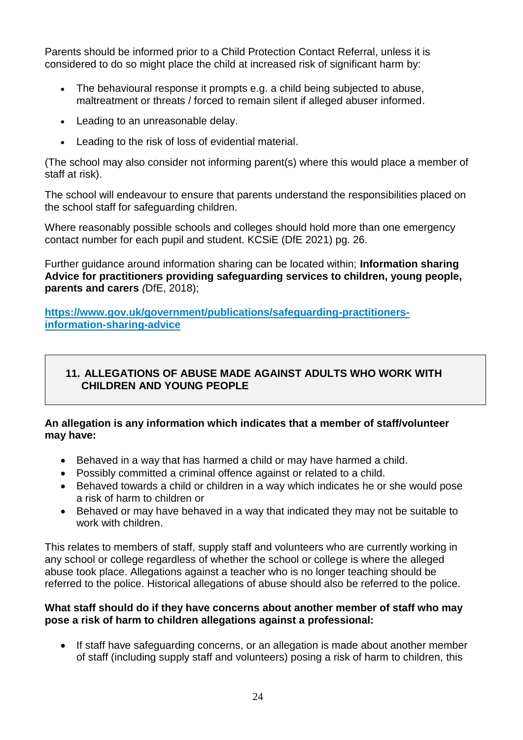Parents should be informed prior to a Child Protection Contact Referral, unless it is considered to do so might place the child at increased risk of significant harm by:

- The behavioural response it prompts e.g. a child being subjected to abuse, maltreatment or threats / forced to remain silent if alleged abuser informed.
- Leading to an unreasonable delay.
- Leading to the risk of loss of evidential material.

(The school may also consider not informing parent(s) where this would place a member of staff at risk).

The school will endeavour to ensure that parents understand the responsibilities placed on the school staff for safeguarding children.

Where reasonably possible schools and colleges should hold more than one emergency contact number for each pupil and student. KCSiE (DfE 2021) pg. 26.

Further guidance around information sharing can be located within; **Information sharing Advice for practitioners providing safeguarding services to children, young people, parents and carers** *(*DfE, 2018);

**[https://www.gov.uk/government/publications/safeguarding-practitioners-information-sharing-advice](https://www.gov.uk/government/publications/safeguarding-practitioners-information-sharing-advice)**

## 11. ALLEGATIONS OF ABUSE MADE AGAINST ADULTS WHO WORK WITH CHILDREN AND YOUNG PEOPLE

**An allegation is any information which indicates that a member of staff/volunteer may have:**

- Behaved in a way that has harmed a child or may have harmed a child.
- Possibly committed a criminal offence against or related to a child.
- Behaved towards a child or children in a way which indicates he or she would pose a risk of harm to children or
- Behaved or may have behaved in a way that indicated they may not be suitable to work with children.

This relates to members of staff, supply staff and volunteers who are currently working in any school or college regardless of whether the school or college is where the alleged abuse took place. Allegations against a teacher who is no longer teaching should be referred to the police. Historical allegations of abuse should also be referred to the police.

**What staff should do if they have concerns about another member of staff who may pose a risk of harm to children allegations against a professional:**

- If staff have safeguarding concerns, or an allegation is made about another member of staff (including supply staff and volunteers) posing a risk of harm to children, this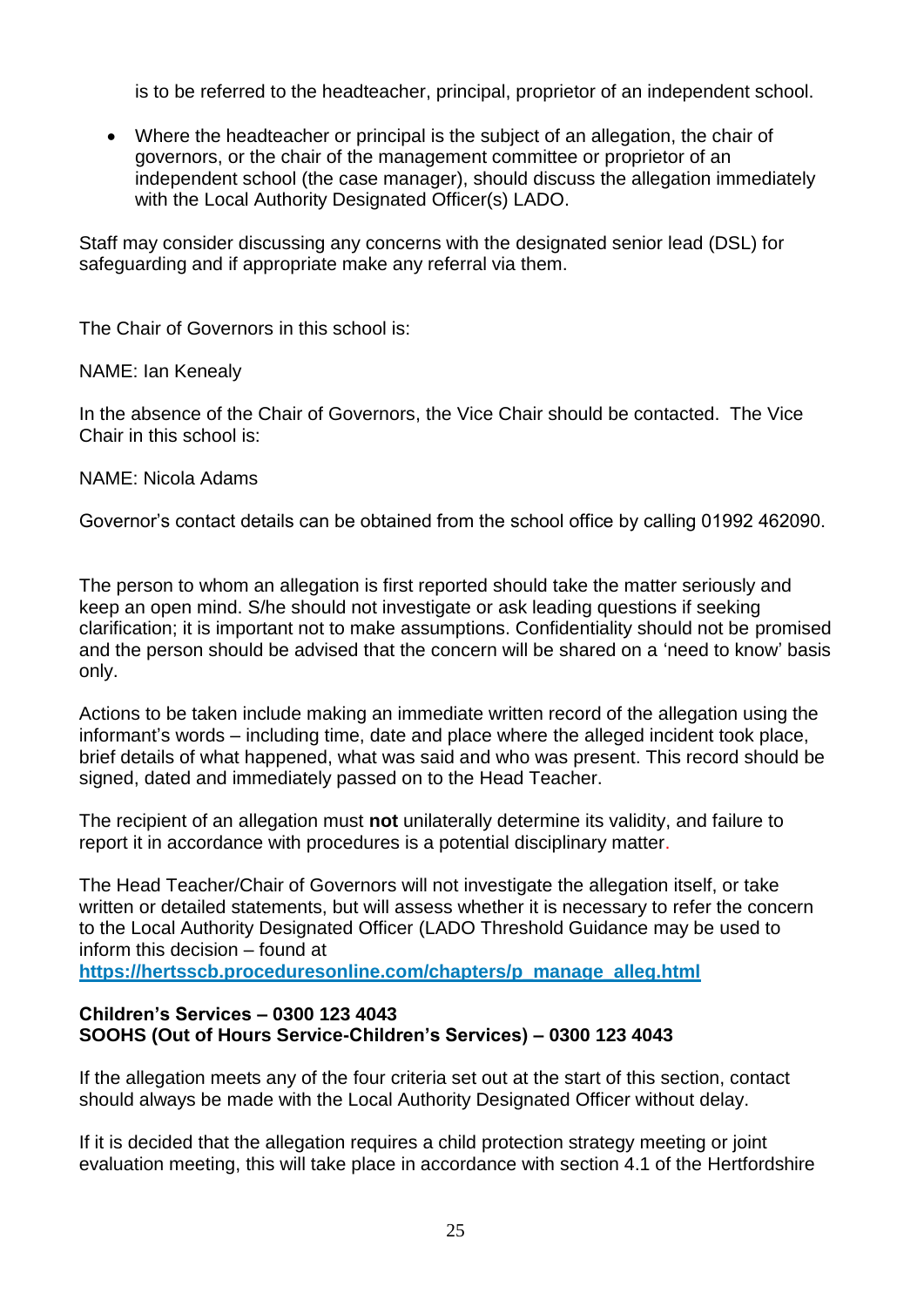is to be referred to the headteacher, principal, proprietor of an independent school.

- Where the headteacher or principal is the subject of an allegation, the chair of governors, or the chair of the management committee or proprietor of an independent school (the case manager), should discuss the allegation immediately with the Local Authority Designated Officer(s) LADO.

Staff may consider discussing any concerns with the designated senior lead (DSL) for safeguarding and if appropriate make any referral via them.

The Chair of Governors in this school is:

NAME: Ian Kenealy

In the absence of the Chair of Governors, the Vice Chair should be contacted. The Vice Chair in this school is:

NAME: Nicola Adams

Governor's contact details can be obtained from the school office by calling 01992 462090.

The person to whom an allegation is first reported should take the matter seriously and keep an open mind. S/he should not investigate or ask leading questions if seeking clarification; it is important not to make assumptions. Confidentiality should not be promised and the person should be advised that the concern will be shared on a 'need to know' basis only.

Actions to be taken include making an immediate written record of the allegation using the informant's words – including time, date and place where the alleged incident took place, brief details of what happened, what was said and who was present. This record should be signed, dated and immediately passed on to the Head Teacher.

The recipient of an allegation must **not** unilaterally determine its validity, and failure to report it in accordance with procedures is a potential disciplinary matter.

The Head Teacher/Chair of Governors will not investigate the allegation itself, or take written or detailed statements, but will assess whether it is necessary to refer the concern to the Local Authority Designated Officer (LADO Threshold Guidance may be used to inform this decision – found at **https://hertsscb.proceduresonline.com/chapters/p_manage_alleg.html**

**Children's Services – 0300 123 4043**
**SOOHS (Out of Hours Service-Children's Services) – 0300 123 4043**

If the allegation meets any of the four criteria set out at the start of this section, contact should always be made with the Local Authority Designated Officer without delay.

If it is decided that the allegation requires a child protection strategy meeting or joint evaluation meeting, this will take place in accordance with section 4.1 of the Hertfordshire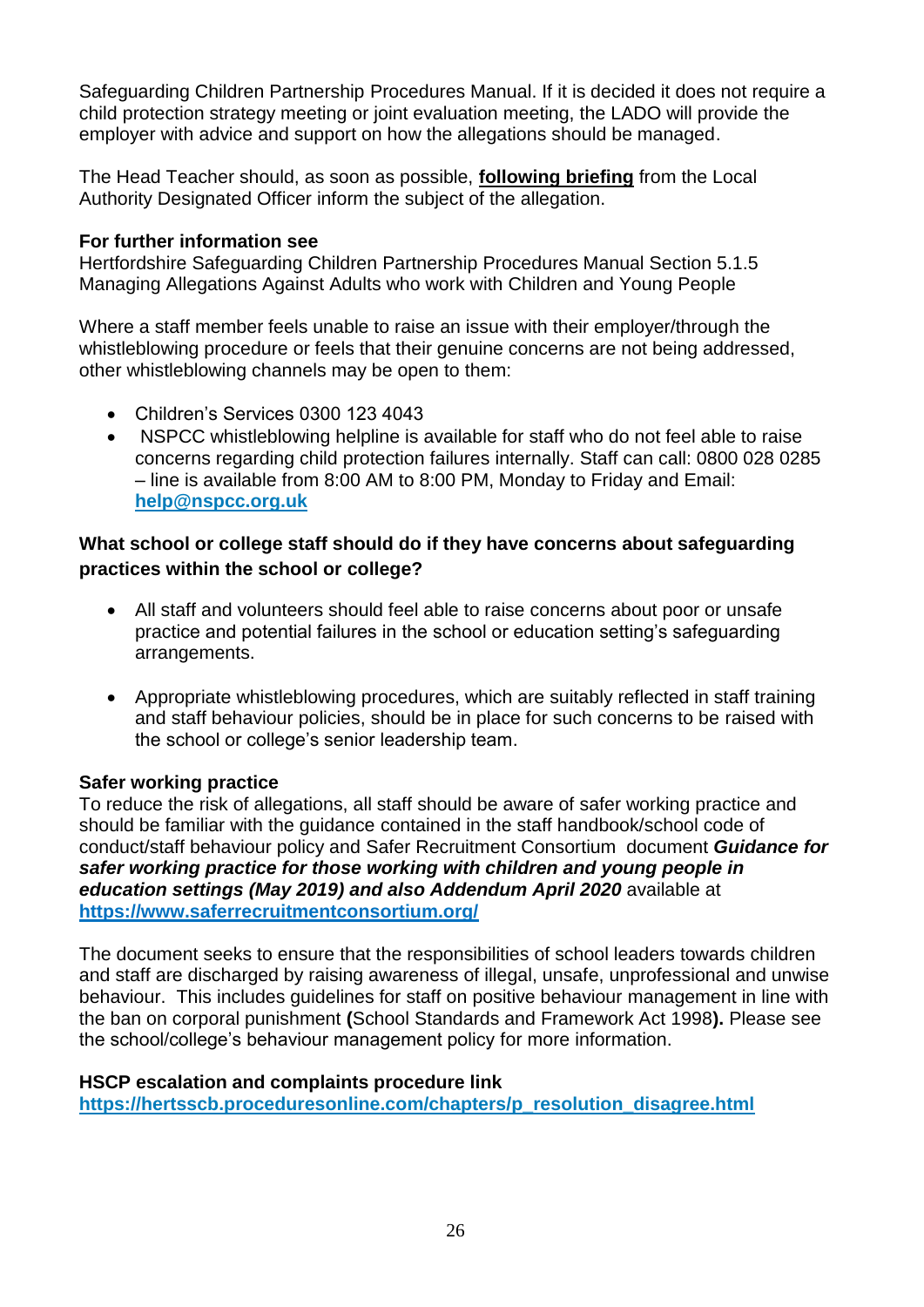Safeguarding Children Partnership Procedures Manual. If it is decided it does not require a child protection strategy meeting or joint evaluation meeting, the LADO will provide the employer with advice and support on how the allegations should be managed.

The Head Teacher should, as soon as possible, **following briefing** from the Local Authority Designated Officer inform the subject of the allegation.

**For further information see**
Hertfordshire Safeguarding Children Partnership Procedures Manual Section 5.1.5 Managing Allegations Against Adults who work with Children and Young People

Where a staff member feels unable to raise an issue with their employer/through the whistleblowing procedure or feels that their genuine concerns are not being addressed, other whistleblowing channels may be open to them:

- Children's Services 0300 123 4043
- NSPCC whistleblowing helpline is available for staff who do not feel able to raise concerns regarding child protection failures internally. Staff can call: 0800 028 0285 – line is available from 8:00 AM to 8:00 PM, Monday to Friday and Email: **help@nspcc.org.uk**

### What school or college staff should do if they have concerns about safeguarding practices within the school or college?

- All staff and volunteers should feel able to raise concerns about poor or unsafe practice and potential failures in the school or education setting's safeguarding arrangements.
- Appropriate whistleblowing procedures, which are suitably reflected in staff training and staff behaviour policies, should be in place for such concerns to be raised with the school or college's senior leadership team.

**Safer working practice**
To reduce the risk of allegations, all staff should be aware of safer working practice and should be familiar with the guidance contained in the staff handbook/school code of conduct/staff behaviour policy and Safer Recruitment Consortium document ***Guidance for safer working practice for those working with children and young people in education settings (May 2019) and also Addendum April 2020*** available at **https://www.saferrecruitmentconsortium.org/**

The document seeks to ensure that the responsibilities of school leaders towards children and staff are discharged by raising awareness of illegal, unsafe, unprofessional and unwise behaviour. This includes guidelines for staff on positive behaviour management in line with the ban on corporal punishment **(**School Standards and Framework Act 1998**).** Please see the school/college's behaviour management policy for more information.

**HSCP escalation and complaints procedure link**
**https://hertsscb.proceduresonline.com/chapters/p_resolution_disagree.html**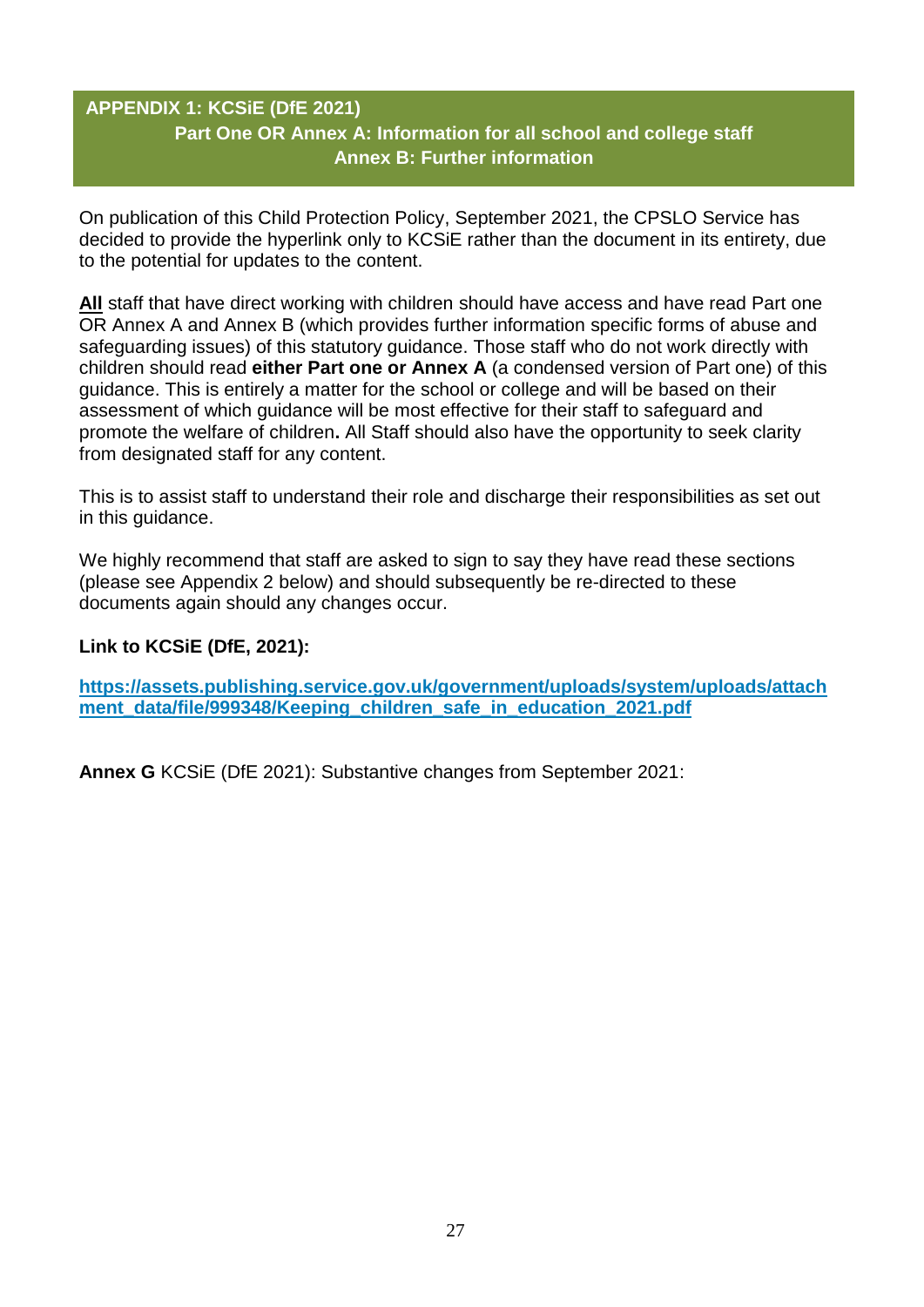## APPENDIX 1: KCSiE (DfE 2021)

### Part One OR Annex A: Information for all school and college staff
### Annex B: Further information

On publication of this Child Protection Policy, September 2021, the CPSLO Service has decided to provide the hyperlink only to KCSiE rather than the document in its entirety, due to the potential for updates to the content.

**All** staff that have direct working with children should have access and have read Part one OR Annex A and Annex B (which provides further information specific forms of abuse and safeguarding issues) of this statutory guidance. Those staff who do not work directly with children should read **either Part one or Annex A** (a condensed version of Part one) of this guidance. This is entirely a matter for the school or college and will be based on their assessment of which guidance will be most effective for their staff to safeguard and promote the welfare of children**.** All Staff should also have the opportunity to seek clarity from designated staff for any content.

This is to assist staff to understand their role and discharge their responsibilities as set out in this guidance.

We highly recommend that staff are asked to sign to say they have read these sections (please see Appendix 2 below) and should subsequently be re-directed to these documents again should any changes occur.

**Link to KCSiE (DfE, 2021):**

**https://assets.publishing.service.gov.uk/government/uploads/system/uploads/attachment_data/file/999348/Keeping_children_safe_in_education_2021.pdf**

**Annex G** KCSiE (DfE 2021): Substantive changes from September 2021: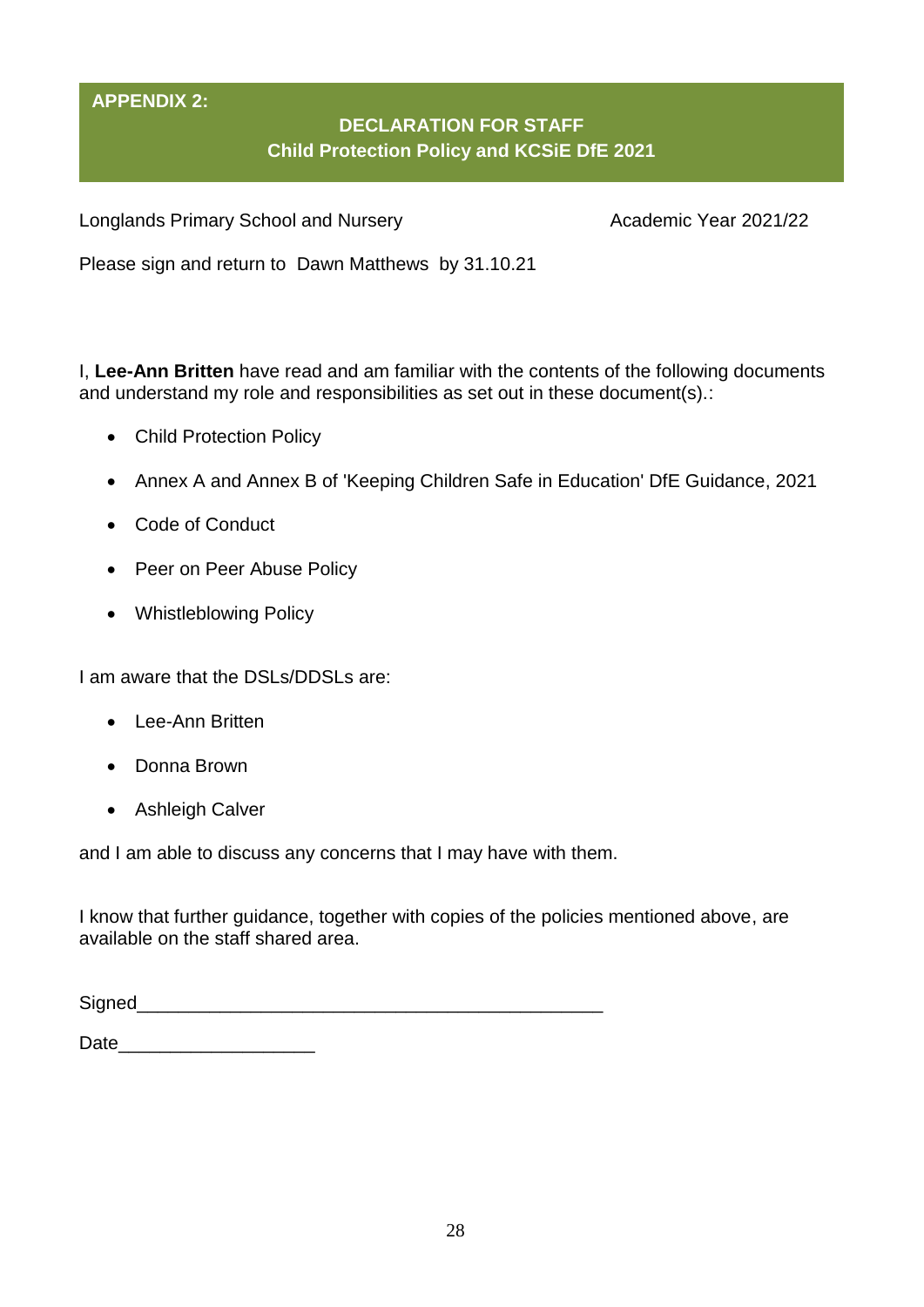**APPENDIX 2:**

## DECLARATION FOR STAFF
## Child Protection Policy and KCSiE DfE 2021

Longlands Primary School and Nursery Academic Year 2021/22

Please sign and return to Dawn Matthews by 31.10.21

I, **Lee-Ann Britten** have read and am familiar with the contents of the following documents and understand my role and responsibilities as set out in these document(s).:

- Child Protection Policy
- Annex A and Annex B of 'Keeping Children Safe in Education' DfE Guidance, 2021
- Code of Conduct
- Peer on Peer Abuse Policy
- Whistleblowing Policy

I am aware that the DSLs/DDSLs are:

- Lee-Ann Britten
- Donna Brown
- Ashleigh Calver

and I am able to discuss any concerns that I may have with them.

I know that further guidance, together with copies of the policies mentioned above, are available on the staff shared area.

Signed_______________________________________________

Date___________________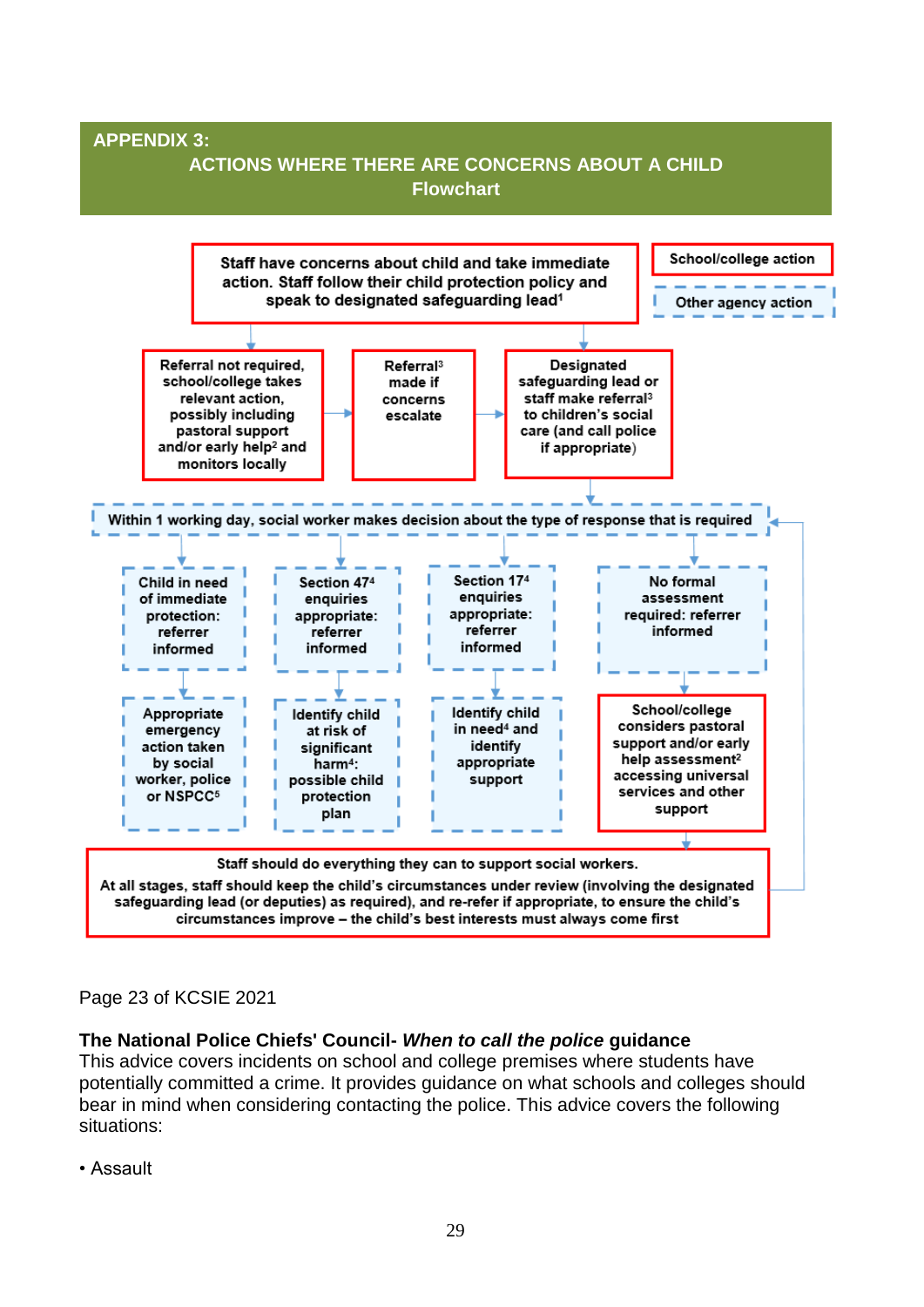## APPENDIX 3:

## ACTIONS WHERE THERE ARE CONCERNS ABOUT A CHILD
### Flowchart

School/college action

Other agency action

Staff have concerns about child and take immediate action. Staff follow their child protection policy and speak to designated safeguarding lead[1]

Referral not required, school/college takes relevant action, possibly including pastoral support and/or early help[2] and monitors locally

Referral[3] made if concerns escalate

Designated safeguarding lead or staff make referral[3] to children's social care (and call police if appropriate)

Within 1 working day, social worker makes decision about the type of response that is required

Child in need of immediate protection: referrer informed

Appropriate emergency action taken by social worker, police or NSPCC[5]

Section 47[4] enquiries appropriate: referrer informed

Identify child at risk of significant harm[4]: possible child protection plan

Section 17[4] enquiries appropriate: referrer informed

Identify child in need[4] and identify appropriate support

No formal assessment required: referrer informed

School/college considers pastoral support and/or early help assessment[2] accessing universal services and other support

Staff should do everything they can to support social workers.

At all stages, staff should keep the child's circumstances under review (involving the designated safeguarding lead (or deputies) as required), and re-refer if appropriate, to ensure the child's circumstances improve – the child's best interests must always come first

Page 23 of KCSIE 2021

**The National Police Chiefs' Council- *When to call the police* guidance**
This advice covers incidents on school and college premises where students have potentially committed a crime. It provides guidance on what schools and colleges should bear in mind when considering contacting the police. This advice covers the following situations:

- Assault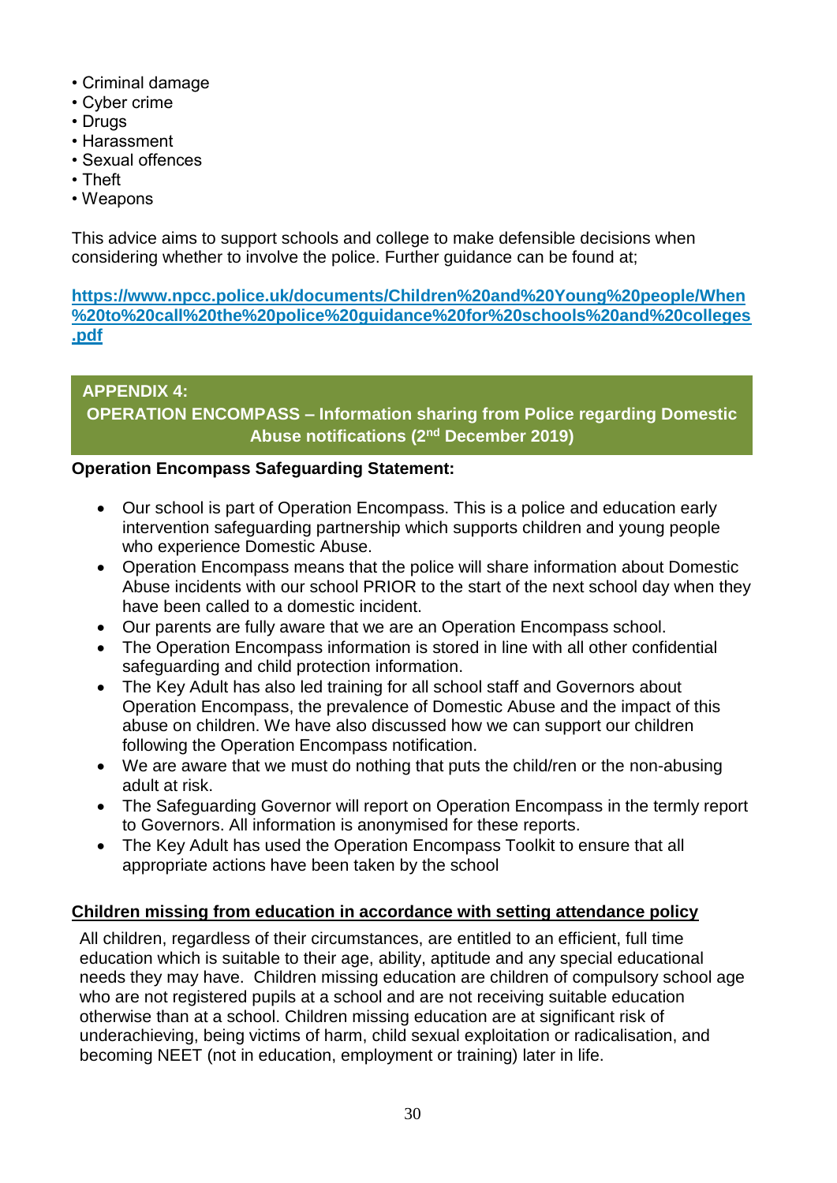- Criminal damage
- Cyber crime
- Drugs
- Harassment
- Sexual offences
- Theft
- Weapons

This advice aims to support schools and college to make defensible decisions when considering whether to involve the police. Further guidance can be found at;

**https://www.npcc.police.uk/documents/Children%20and%20Young%20people/When%20to%20call%20the%20police%20guidance%20for%20schools%20and%20colleges.pdf**

## APPENDIX 4: OPERATION ENCOMPASS – Information sharing from Police regarding Domestic Abuse notifications (2nd December 2019)

**Operation Encompass Safeguarding Statement:**

- Our school is part of Operation Encompass. This is a police and education early intervention safeguarding partnership which supports children and young people who experience Domestic Abuse.
- Operation Encompass means that the police will share information about Domestic Abuse incidents with our school PRIOR to the start of the next school day when they have been called to a domestic incident.
- Our parents are fully aware that we are an Operation Encompass school.
- The Operation Encompass information is stored in line with all other confidential safeguarding and child protection information.
- The Key Adult has also led training for all school staff and Governors about Operation Encompass, the prevalence of Domestic Abuse and the impact of this abuse on children. We have also discussed how we can support our children following the Operation Encompass notification.
- We are aware that we must do nothing that puts the child/ren or the non-abusing adult at risk.
- The Safeguarding Governor will report on Operation Encompass in the termly report to Governors. All information is anonymised for these reports.
- The Key Adult has used the Operation Encompass Toolkit to ensure that all appropriate actions have been taken by the school

### Children missing from education in accordance with setting attendance policy

All children, regardless of their circumstances, are entitled to an efficient, full time education which is suitable to their age, ability, aptitude and any special educational needs they may have. Children missing education are children of compulsory school age who are not registered pupils at a school and are not receiving suitable education otherwise than at a school. Children missing education are at significant risk of underachieving, being victims of harm, child sexual exploitation or radicalisation, and becoming NEET (not in education, employment or training) later in life.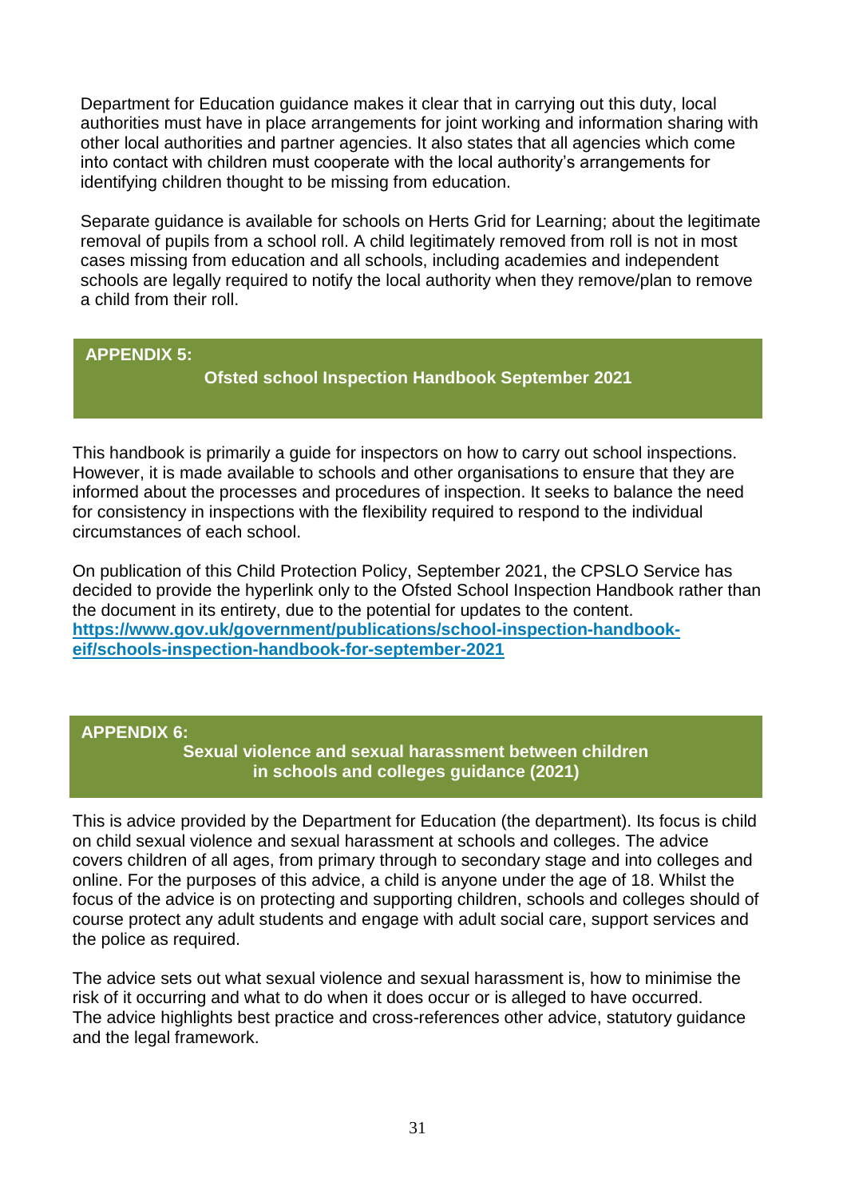Department for Education guidance makes it clear that in carrying out this duty, local authorities must have in place arrangements for joint working and information sharing with other local authorities and partner agencies. It also states that all agencies which come into contact with children must cooperate with the local authority's arrangements for identifying children thought to be missing from education.

Separate guidance is available for schools on Herts Grid for Learning; about the legitimate removal of pupils from a school roll. A child legitimately removed from roll is not in most cases missing from education and all schools, including academies and independent schools are legally required to notify the local authority when they remove/plan to remove a child from their roll.

## APPENDIX 5: Ofsted school Inspection Handbook September 2021

This handbook is primarily a guide for inspectors on how to carry out school inspections. However, it is made available to schools and other organisations to ensure that they are informed about the processes and procedures of inspection. It seeks to balance the need for consistency in inspections with the flexibility required to respond to the individual circumstances of each school.

On publication of this Child Protection Policy, September 2021, the CPSLO Service has decided to provide the hyperlink only to the Ofsted School Inspection Handbook rather than the document in its entirety, due to the potential for updates to the content.
**https://www.gov.uk/government/publications/school-inspection-handbook-eif/schools-inspection-handbook-for-september-2021**

## APPENDIX 6: Sexual violence and sexual harassment between children in schools and colleges guidance (2021)

This is advice provided by the Department for Education (the department). Its focus is child on child sexual violence and sexual harassment at schools and colleges. The advice covers children of all ages, from primary through to secondary stage and into colleges and online. For the purposes of this advice, a child is anyone under the age of 18. Whilst the focus of the advice is on protecting and supporting children, schools and colleges should of course protect any adult students and engage with adult social care, support services and the police as required.

The advice sets out what sexual violence and sexual harassment is, how to minimise the risk of it occurring and what to do when it does occur or is alleged to have occurred.
The advice highlights best practice and cross-references other advice, statutory guidance and the legal framework.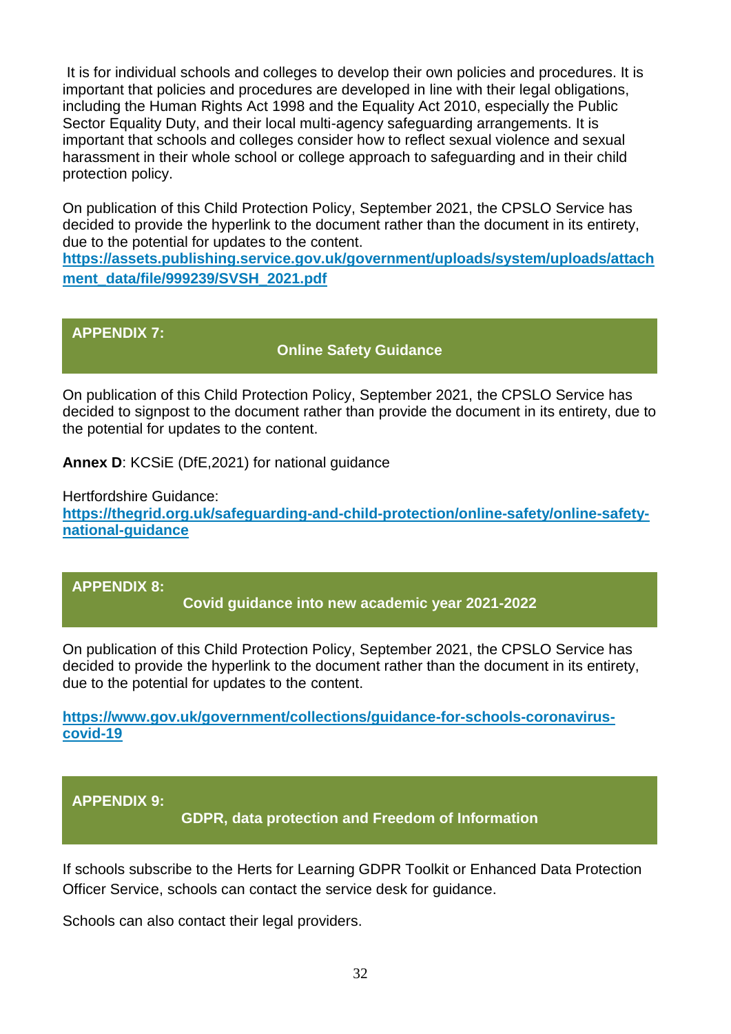It is for individual schools and colleges to develop their own policies and procedures. It is important that policies and procedures are developed in line with their legal obligations, including the Human Rights Act 1998 and the Equality Act 2010, especially the Public Sector Equality Duty, and their local multi-agency safeguarding arrangements. It is important that schools and colleges consider how to reflect sexual violence and sexual harassment in their whole school or college approach to safeguarding and in their child protection policy.

On publication of this Child Protection Policy, September 2021, the CPSLO Service has decided to provide the hyperlink to the document rather than the document in its entirety, due to the potential for updates to the content.
**https://assets.publishing.service.gov.uk/government/uploads/system/uploads/attachment_data/file/999239/SVSH_2021.pdf**

## APPENDIX 7: Online Safety Guidance

On publication of this Child Protection Policy, September 2021, the CPSLO Service has decided to signpost to the document rather than provide the document in its entirety, due to the potential for updates to the content.

**Annex D**: KCSiE (DfE,2021) for national guidance

Hertfordshire Guidance:
**https://thegrid.org.uk/safeguarding-and-child-protection/online-safety/online-safety-national-guidance**

## APPENDIX 8: Covid guidance into new academic year 2021-2022

On publication of this Child Protection Policy, September 2021, the CPSLO Service has decided to provide the hyperlink to the document rather than the document in its entirety, due to the potential for updates to the content.

**https://www.gov.uk/government/collections/guidance-for-schools-coronavirus-covid-19**

## APPENDIX 9: GDPR, data protection and Freedom of Information

If schools subscribe to the Herts for Learning GDPR Toolkit or Enhanced Data Protection Officer Service, schools can contact the service desk for guidance.

Schools can also contact their legal providers.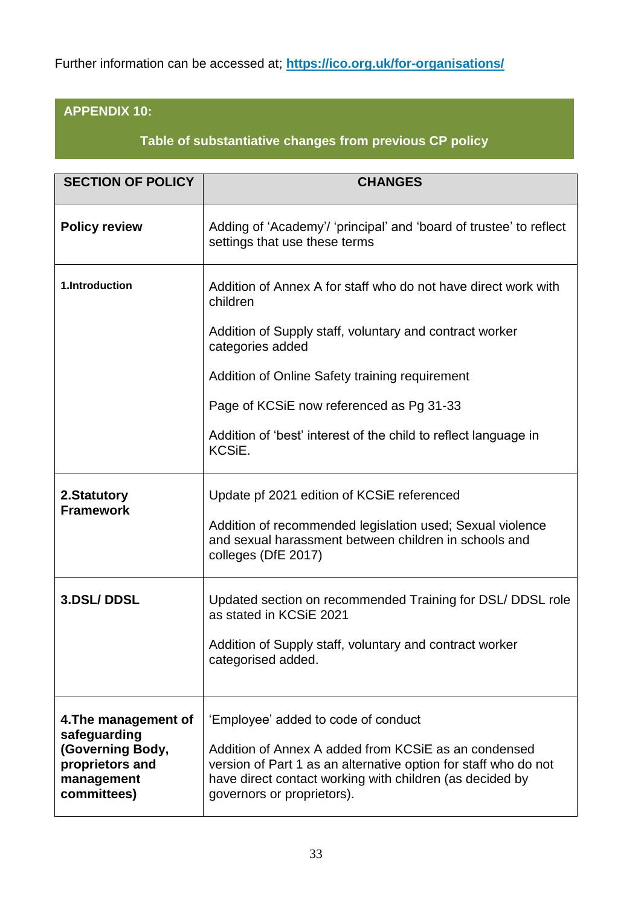Further information can be accessed at; **https://ico.org.uk/for-organisations/**

## APPENDIX 10:

### Table of substantiative changes from previous CP policy

| SECTION OF POLICY | CHANGES |
|---|---|
| **Policy review** | Adding of 'Academy'/ 'principal' and 'board of trustee' to reflect settings that use these terms |
| **1.Introduction** | Addition of Annex A for staff who do not have direct work with children<br><br>Addition of Supply staff, voluntary and contract worker categories added<br><br>Addition of Online Safety training requirement<br><br>Page of KCSiE now referenced as Pg 31-33<br><br>Addition of 'best' interest of the child to reflect language in KCSiE. |
| **2.Statutory Framework** | Update pf 2021 edition of KCSiE referenced<br><br>Addition of recommended legislation used; Sexual violence and sexual harassment between children in schools and colleges (DfE 2017) |
| **3.DSL/ DDSL** | Updated section on recommended Training for DSL/ DDSL role as stated in KCSiE 2021<br><br>Addition of Supply staff, voluntary and contract worker categorised added. |
| **4.The management of safeguarding (Governing Body, proprietors and management committees)** | 'Employee' added to code of conduct<br><br>Addition of Annex A added from KCSiE as an condensed version of Part 1 as an alternative option for staff who do not have direct contact working with children (as decided by governors or proprietors). |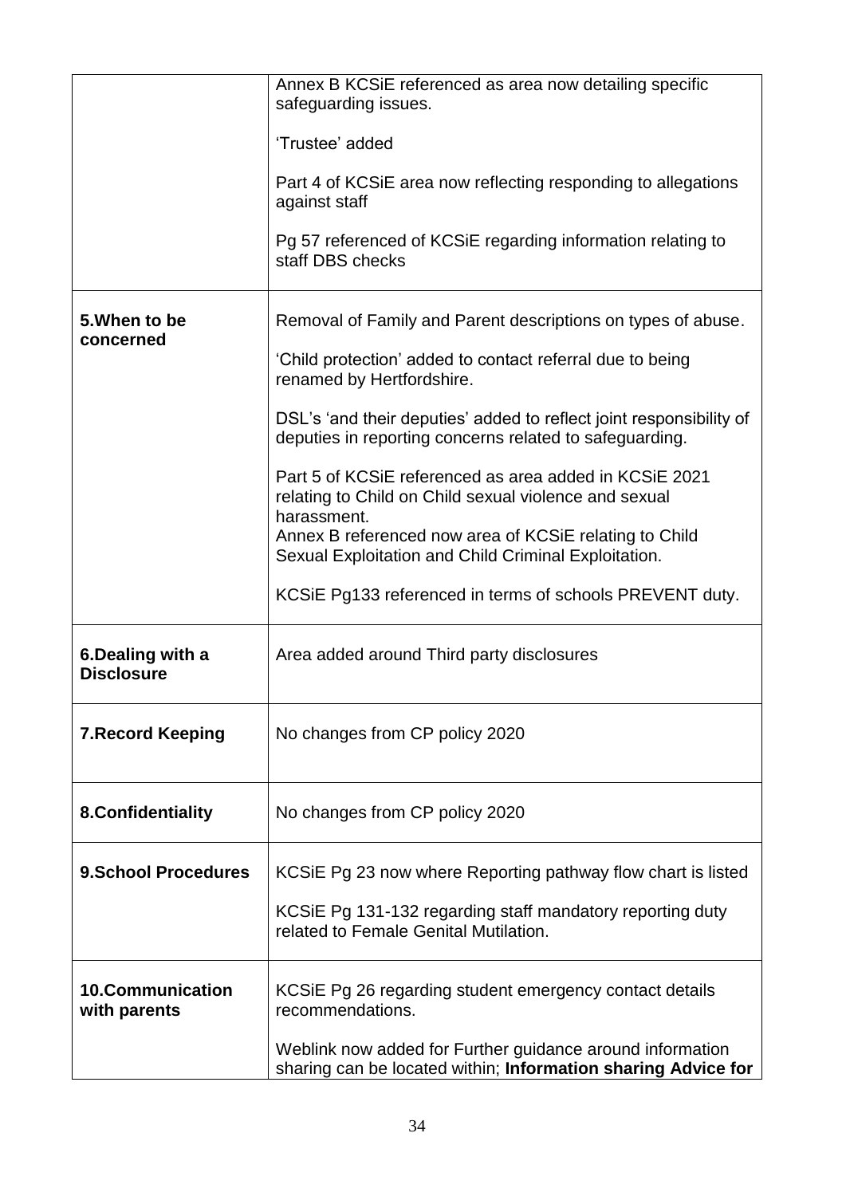| | |
|---|---|
| | Annex B KCSiE referenced as area now detailing specific safeguarding issues.<br><br>'Trustee' added<br><br>Part 4 of KCSiE area now reflecting responding to allegations against staff<br><br>Pg 57 referenced of KCSiE regarding information relating to staff DBS checks |
| **5.When to be concerned** | Removal of Family and Parent descriptions on types of abuse.<br><br>'Child protection' added to contact referral due to being renamed by Hertfordshire.<br><br>DSL's 'and their deputies' added to reflect joint responsibility of deputies in reporting concerns related to safeguarding.<br><br>Part 5 of KCSiE referenced as area added in KCSiE 2021 relating to Child on Child sexual violence and sexual harassment.<br>Annex B referenced now area of KCSiE relating to Child Sexual Exploitation and Child Criminal Exploitation.<br><br>KCSiE Pg133 referenced in terms of schools PREVENT duty. |
| **6.Dealing with a Disclosure** | Area added around Third party disclosures |
| **7.Record Keeping** | No changes from CP policy 2020 |
| **8.Confidentiality** | No changes from CP policy 2020 |
| **9.School Procedures** | KCSiE Pg 23 now where Reporting pathway flow chart is listed<br><br>KCSiE Pg 131-132 regarding staff mandatory reporting duty related to Female Genital Mutilation. |
| **10.Communication with parents** | KCSiE Pg 26 regarding student emergency contact details recommendations.<br><br>Weblink now added for Further guidance around information sharing can be located within; **Information sharing Advice for** |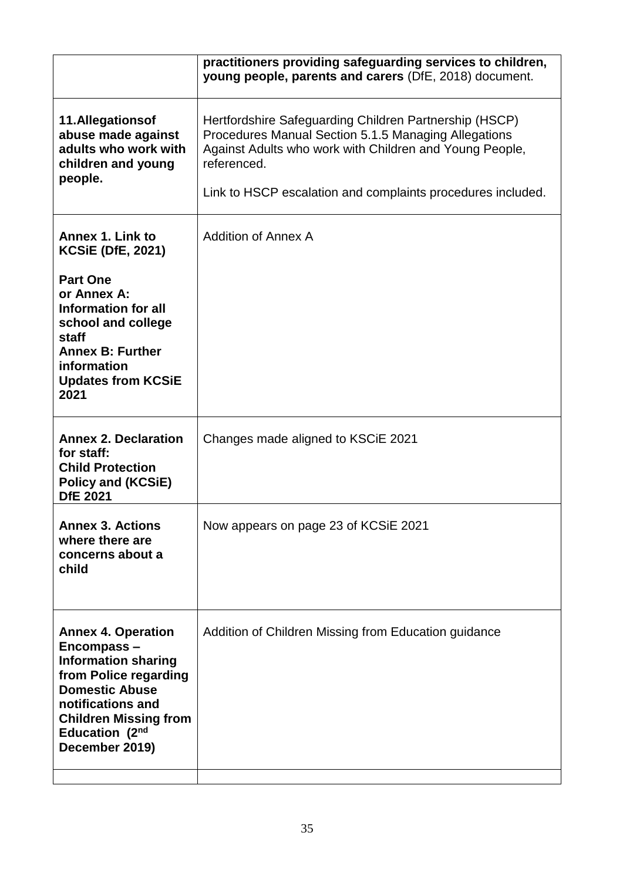| | |
|---|---|
| | **practitioners providing safeguarding services to children, young people, parents and carers** (DfE, 2018) document. |
| **11.Allegationsof abuse made against adults who work with children and young people.** | Hertfordshire Safeguarding Children Partnership (HSCP) Procedures Manual Section 5.1.5 Managing Allegations Against Adults who work with Children and Young People, referenced.<br><br>Link to HSCP escalation and complaints procedures included. |
| **Annex 1. Link to KCSiE (DfE, 2021)**<br><br>**Part One or Annex A: Information for all school and college staff**<br>**Annex B: Further information**<br>**Updates from KCSiE 2021** | Addition of Annex A |
| **Annex 2. Declaration for staff: Child Protection Policy and (KCSiE) DfE 2021** | Changes made aligned to KSCiE 2021 |
| **Annex 3. Actions where there are concerns about a child** | Now appears on page 23 of KCSiE 2021 |
| **Annex 4. Operation Encompass – Information sharing from Police regarding Domestic Abuse notifications and Children Missing from Education (2nd December 2019)** | Addition of Children Missing from Education guidance |
| | |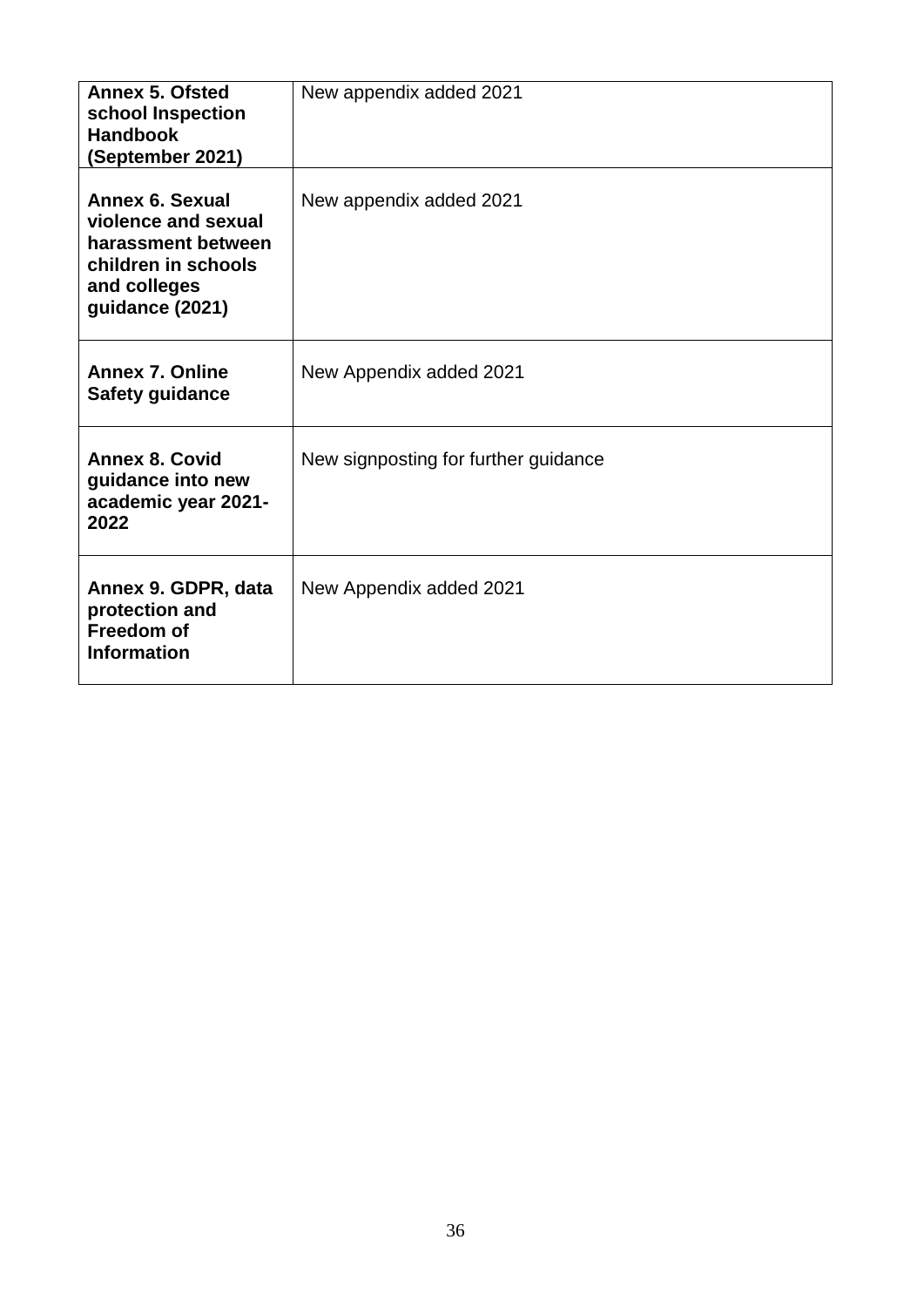| | |
|---|---|
| **Annex 5. Ofsted school Inspection Handbook (September 2021)** | New appendix added 2021 |
| **Annex 6. Sexual violence and sexual harassment between children in schools and colleges guidance (2021)** | New appendix added 2021 |
| **Annex 7. Online Safety guidance** | New Appendix added 2021 |
| **Annex 8. Covid guidance into new academic year 2021-2022** | New signposting for further guidance |
| **Annex 9. GDPR, data protection and Freedom of Information** | New Appendix added 2021 |